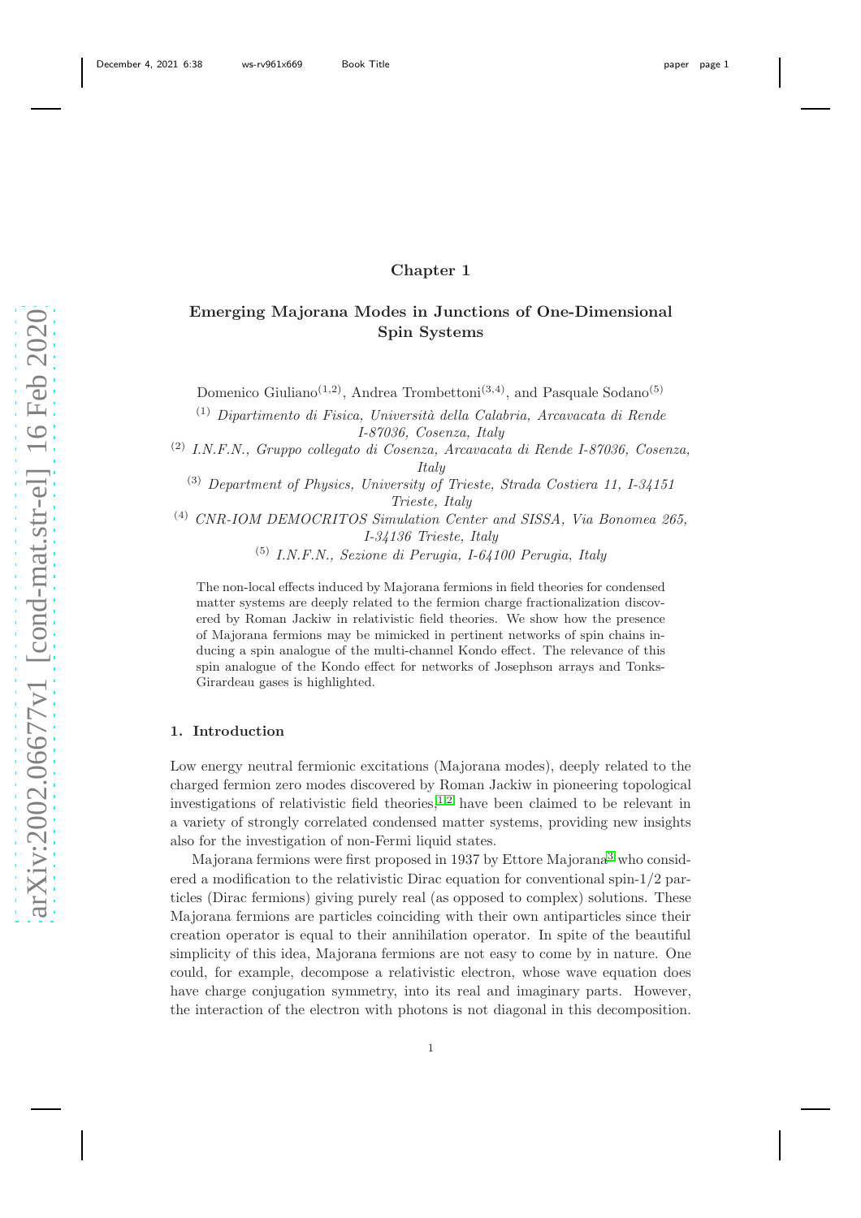# Chapter 1

## Emerging Majorana Modes in Junctions of One-Dimensional Spin Systems

Domenico Giuliano[(1,2)], Andrea Trombettoni[(3,4)], and Pasquale Sodano[(5)]

[(1)] *Dipartimento di Fisica, Università della Calabria, Arcavacata di Rende I-87036, Cosenza, Italy*

[(2)] *I.N.F.N., Gruppo collegato di Cosenza, Arcavacata di Rende I-87036, Cosenza, Italy*

[(3)] *Department of Physics, University of Trieste, Strada Costiera 11, I-34151 Trieste, Italy*

[(4)] *CNR-IOM DEMOCRITOS Simulation Center and SISSA, Via Bonomea 265, I-34136 Trieste, Italy*

[(5)] *I.N.F.N., Sezione di Perugia, I-64100 Perugia, Italy*

The non-local effects induced by Majorana fermions in field theories for condensed matter systems are deeply related to the fermion charge fractionalization discovered by Roman Jackiw in relativistic field theories. We show how the presence of Majorana fermions may be mimicked in pertinent networks of spin chains inducing a spin analogue of the multi-channel Kondo effect. The relevance of this spin analogue of the Kondo effect for networks of Josephson arrays and Tonks-Girardeau gases is highlighted.

### 1. Introduction

Low energy neutral fermionic excitations (Majorana modes), deeply related to the charged fermion zero modes discovered by Roman Jackiw in pioneering topological investigations of relativistic field theories,[1,2] have been claimed to be relevant in a variety of strongly correlated condensed matter systems, providing new insights also for the investigation of non-Fermi liquid states.

Majorana fermions were first proposed in 1937 by Ettore Majorana[3] who considered a modification to the relativistic Dirac equation for conventional spin-1/2 particles (Dirac fermions) giving purely real (as opposed to complex) solutions. These Majorana fermions are particles coinciding with their own antiparticles since their creation operator is equal to their annihilation operator. In spite of the beautiful simplicity of this idea, Majorana fermions are not easy to come by in nature. One could, for example, decompose a relativistic electron, whose wave equation does have charge conjugation symmetry, into its real and imaginary parts. However, the interaction of the electron with photons is not diagonal in this decomposition.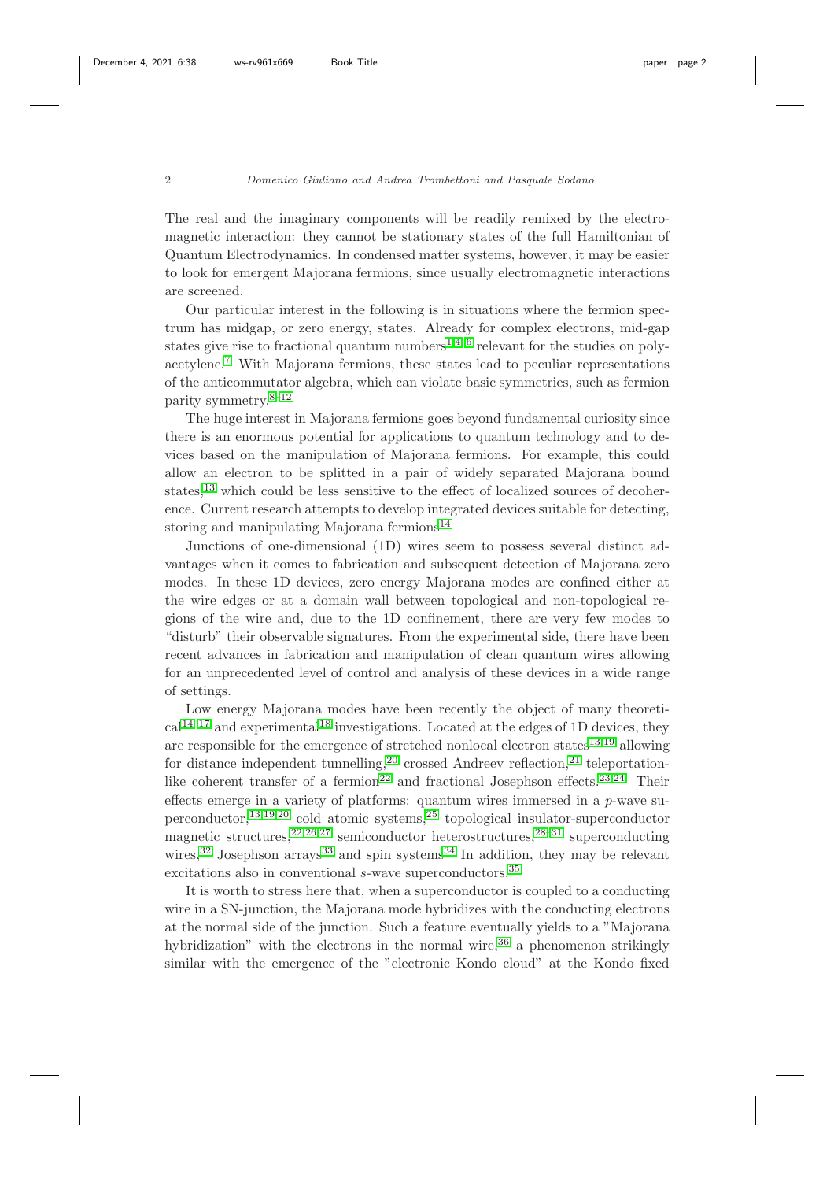The real and the imaginary components will be readily remixed by the electromagnetic interaction: they cannot be stationary states of the full Hamiltonian of Quantum Electrodynamics. In condensed matter systems, however, it may be easier to look for emergent Majorana fermions, since usually electromagnetic interactions are screened.

Our particular interest in the following is in situations where the fermion spectrum has midgap, or zero energy, states. Already for complex electrons, mid-gap states give rise to fractional quantum numbers[1,4–6] relevant for the studies on polyacetylene.[7] With Majorana fermions, these states lead to peculiar representations of the anticommutator algebra, which can violate basic symmetries, such as fermion parity symmetry.[8–12]

The huge interest in Majorana fermions goes beyond fundamental curiosity since there is an enormous potential for applications to quantum technology and to devices based on the manipulation of Majorana fermions. For example, this could allow an electron to be splitted in a pair of widely separated Majorana bound states,[13] which could be less sensitive to the effect of localized sources of decoherence. Current research attempts to develop integrated devices suitable for detecting, storing and manipulating Majorana fermions.[14]

Junctions of one-dimensional (1D) wires seem to possess several distinct advantages when it comes to fabrication and subsequent detection of Majorana zero modes. In these 1D devices, zero energy Majorana modes are confined either at the wire edges or at a domain wall between topological and non-topological regions of the wire and, due to the 1D confinement, there are very few modes to "disturb" their observable signatures. From the experimental side, there have been recent advances in fabrication and manipulation of clean quantum wires allowing for an unprecedented level of control and analysis of these devices in a wide range of settings.

Low energy Majorana modes have been recently the object of many theoretical[14–17] and experimental[18] investigations. Located at the edges of 1D devices, they are responsible for the emergence of stretched nonlocal electron states[13,19] allowing for distance independent tunnelling,[20] crossed Andreev reflection,[21] teleportation-like coherent transfer of a fermion[22] and fractional Josephson effects.[23,24] Their effects emerge in a variety of platforms: quantum wires immersed in a $p$-wave superconductor,[13,19,20] cold atomic systems,[25] topological insulator-superconductor magnetic structures,[22,26,27] semiconductor heterostructures,[28–31] superconducting wires,[32] Josephson arrays[33] and spin systems.[34] In addition, they may be relevant excitations also in conventional $s$-wave superconductors.[35]

It is worth to stress here that, when a superconductor is coupled to a conducting wire in a SN-junction, the Majorana mode hybridizes with the conducting electrons at the normal side of the junction. Such a feature eventually yields to a "Majorana hybridization" with the electrons in the normal wire,[36] a phenomenon strikingly similar with the emergence of the "electronic Kondo cloud" at the Kondo fixed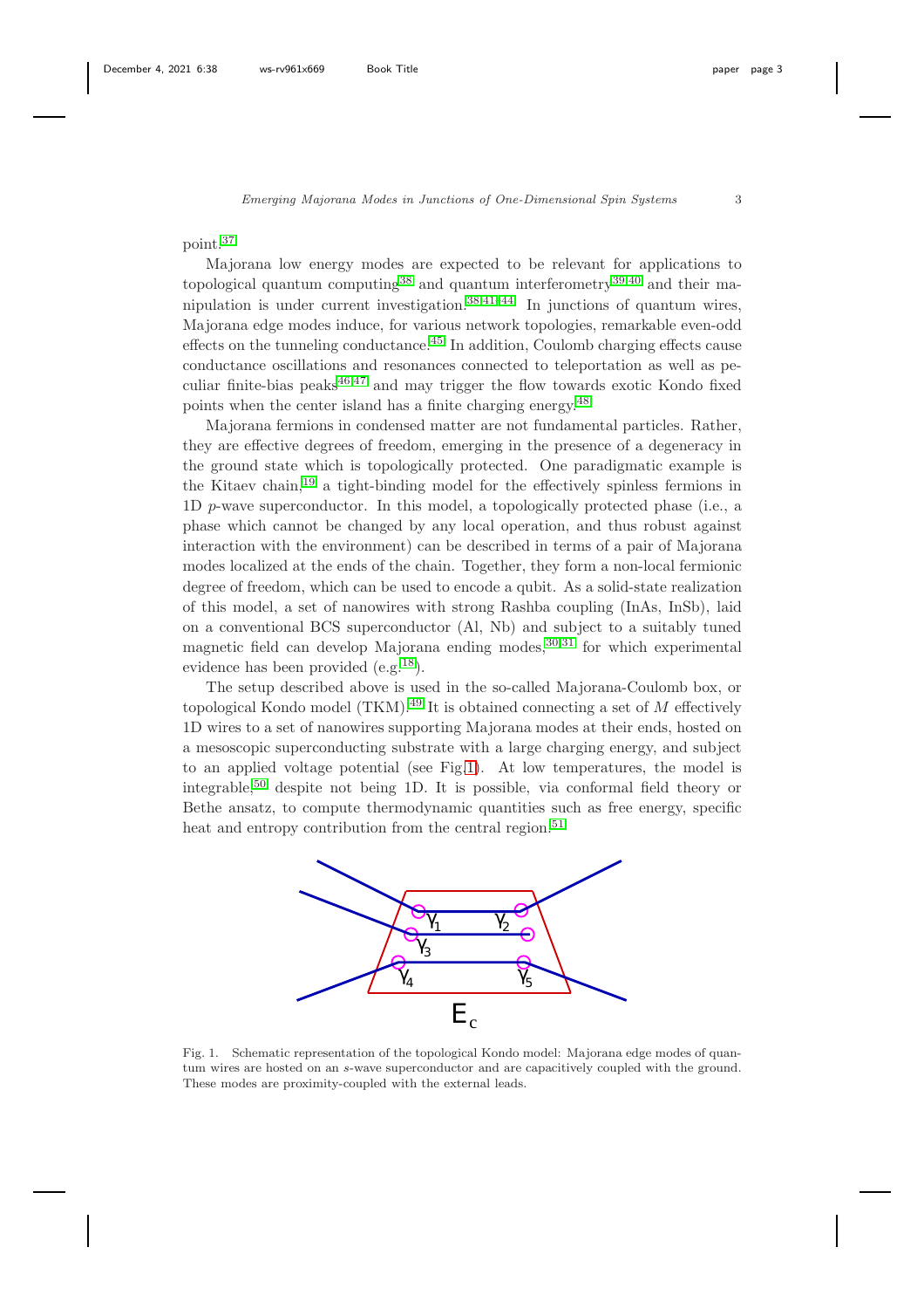point.[37]

Majorana low energy modes are expected to be relevant for applications to topological quantum computing[38] and quantum interferometry[39,40] and their manipulation is under current investigation.[38,41–44] In junctions of quantum wires, Majorana edge modes induce, for various network topologies, remarkable even-odd effects on the tunneling conductance.[45] In addition, Coulomb charging effects cause conductance oscillations and resonances connected to teleportation as well as peculiar finite-bias peaks[46,47] and may trigger the flow towards exotic Kondo fixed points when the center island has a finite charging energy.[48]

Majorana fermions in condensed matter are not fundamental particles. Rather, they are effective degrees of freedom, emerging in the presence of a degeneracy in the ground state which is topologically protected. One paradigmatic example is the Kitaev chain,[19] a tight-binding model for the effectively spinless fermions in 1D $p$-wave superconductor. In this model, a topologically protected phase (i.e., a phase which cannot be changed by any local operation, and thus robust against interaction with the environment) can be described in terms of a pair of Majorana modes localized at the ends of the chain. Together, they form a non-local fermionic degree of freedom, which can be used to encode a qubit. As a solid-state realization of this model, a set of nanowires with strong Rashba coupling (InAs, InSb), laid on a conventional BCS superconductor (Al, Nb) and subject to a suitably tuned magnetic field can develop Majorana ending modes,[30,31] for which experimental evidence has been provided (e.g.[18]).

The setup described above is used in the so-called Majorana-Coulomb box, or topological Kondo model (TKM).[49] It is obtained connecting a set of $M$ effectively 1D wires to a set of nanowires supporting Majorana modes at their ends, hosted on a mesoscopic superconducting substrate with a large charging energy, and subject to an applied voltage potential (see Fig.1). At low temperatures, the model is integrable,[50] despite not being 1D. It is possible, via conformal field theory or Bethe ansatz, to compute thermodynamic quantities such as free energy, specific heat and entropy contribution from the central region.[51]

Fig. 1. Schematic representation of the topological Kondo model: Majorana edge modes of quantum wires are hosted on an $s$-wave superconductor and are capacitively coupled with the ground. These modes are proximity-coupled with the external leads.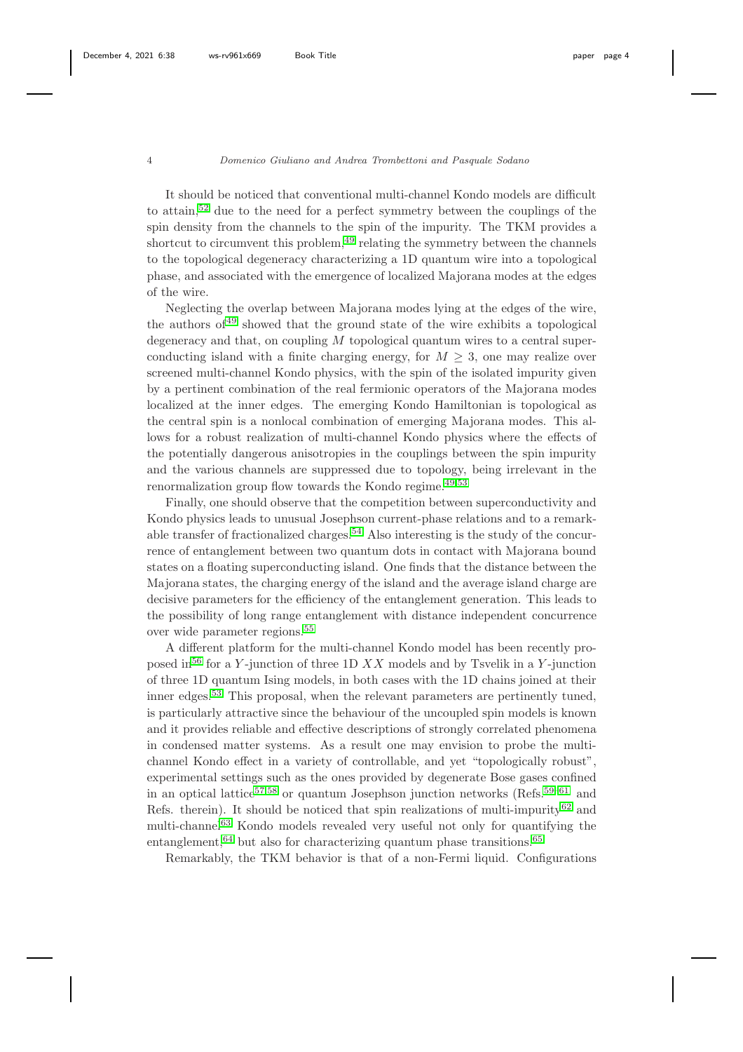It should be noticed that conventional multi-channel Kondo models are difficult to attain,[52] due to the need for a perfect symmetry between the couplings of the spin density from the channels to the spin of the impurity. The TKM provides a shortcut to circumvent this problem,[49] relating the symmetry between the channels to the topological degeneracy characterizing a 1D quantum wire into a topological phase, and associated with the emergence of localized Majorana modes at the edges of the wire.

Neglecting the overlap between Majorana modes lying at the edges of the wire, the authors of[49] showed that the ground state of the wire exhibits a topological degeneracy and that, on coupling $M$ topological quantum wires to a central superconducting island with a finite charging energy, for $M \geq 3$, one may realize over screened multi-channel Kondo physics, with the spin of the isolated impurity given by a pertinent combination of the real fermionic operators of the Majorana modes localized at the inner edges. The emerging Kondo Hamiltonian is topological as the central spin is a nonlocal combination of emerging Majorana modes. This allows for a robust realization of multi-channel Kondo physics where the effects of the potentially dangerous anisotropies in the couplings between the spin impurity and the various channels are suppressed due to topology, being irrelevant in the renormalization group flow towards the Kondo regime.[49,53]

Finally, one should observe that the competition between superconductivity and Kondo physics leads to unusual Josephson current-phase relations and to a remarkable transfer of fractionalized charges.[54] Also interesting is the study of the concurrence of entanglement between two quantum dots in contact with Majorana bound states on a floating superconducting island. One finds that the distance between the Majorana states, the charging energy of the island and the average island charge are decisive parameters for the efficiency of the entanglement generation. This leads to the possibility of long range entanglement with distance independent concurrence over wide parameter regions.[55]

A different platform for the multi-channel Kondo model has been recently proposed in[56] for a $Y$-junction of three 1D $XX$ models and by Tsvelik in a $Y$-junction of three 1D quantum Ising models, in both cases with the 1D chains joined at their inner edges.[53] This proposal, when the relevant parameters are pertinently tuned, is particularly attractive since the behaviour of the uncoupled spin models is known and it provides reliable and effective descriptions of strongly correlated phenomena in condensed matter systems. As a result one may envision to probe the multi-channel Kondo effect in a variety of controllable, and yet "topologically robust", experimental settings such as the ones provided by degenerate Bose gases confined in an optical lattice[57,58] or quantum Josephson junction networks (Refs.[59–61] and Refs. therein). It should be noticed that spin realizations of multi-impurity[62] and multi-channel[63] Kondo models revealed very useful not only for quantifying the entanglement,[64] but also for characterizing quantum phase transitions.[65]

Remarkably, the TKM behavior is that of a non-Fermi liquid. Configurations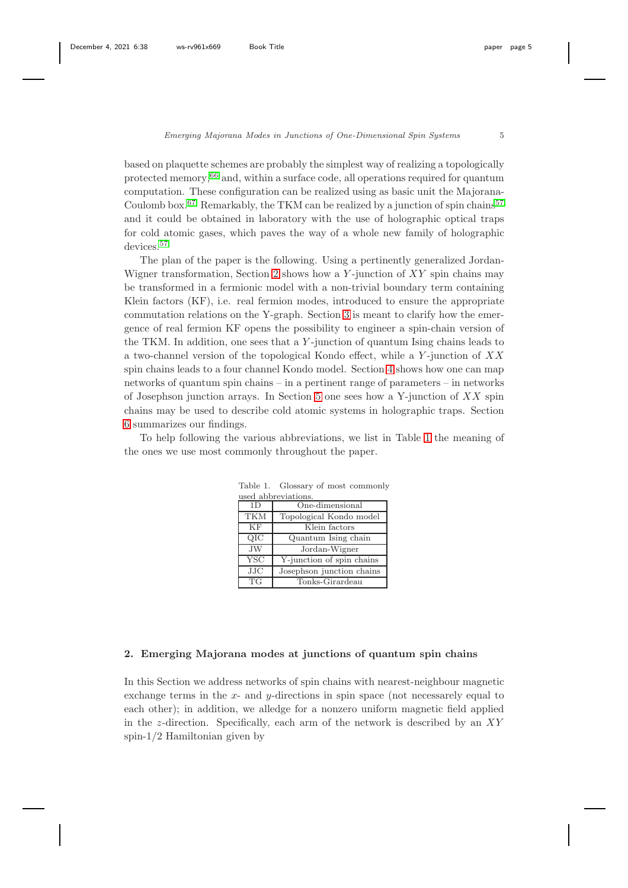based on plaquette schemes are probably the simplest way of realizing a topologically protected memory,[66] and, within a surface code, all operations required for quantum computation. These configuration can be realized using as basic unit the Majorana-Coulomb box.[67] Remarkably, the TKM can be realized by a junction of spin chains[57] and it could be obtained in laboratory with the use of holographic optical traps for cold atomic gases, which paves the way of a whole new family of holographic devices.[57]

The plan of the paper is the following. Using a pertinently generalized Jordan-Wigner transformation, Section 2 shows how a $Y$-junction of $XY$ spin chains may be transformed in a fermionic model with a non-trivial boundary term containing Klein factors (KF), i.e. real fermion modes, introduced to ensure the appropriate commutation relations on the Y-graph. Section 3 is meant to clarify how the emergence of real fermion KF opens the possibility to engineer a spin-chain version of the TKM. In addition, one sees that a $Y$-junction of quantum Ising chains leads to a two-channel version of the topological Kondo effect, while a $Y$-junction of $XX$ spin chains leads to a four channel Kondo model. Section 4 shows how one can map networks of quantum spin chains – in a pertinent range of parameters – in networks of Josephson junction arrays. In Section 5 one sees how a Y-junction of $XX$ spin chains may be used to describe cold atomic systems in holographic traps. Section 6 summarizes our findings.

To help following the various abbreviations, we list in Table 1 the meaning of the ones we use most commonly throughout the paper.

Table 1. Glossary of most commonly used abbreviations.

| | |
|---|---|
| 1D | One-dimensional |
| TKM | Topological Kondo model |
| KF | Klein factors |
| QIC | Quantum Ising chain |
| JW | Jordan-Wigner |
| YSC | Y-junction of spin chains |
| JJC | Josephson junction chains |
| TG | Tonks-Girardeau |

## 2. Emerging Majorana modes at junctions of quantum spin chains

In this Section we address networks of spin chains with nearest-neighbour magnetic exchange terms in the $x$- and $y$-directions in spin space (not necessarely equal to each other); in addition, we alledge for a nonzero uniform magnetic field applied in the $z$-direction. Specifically, each arm of the network is described by an $XY$ spin-1/2 Hamiltonian given by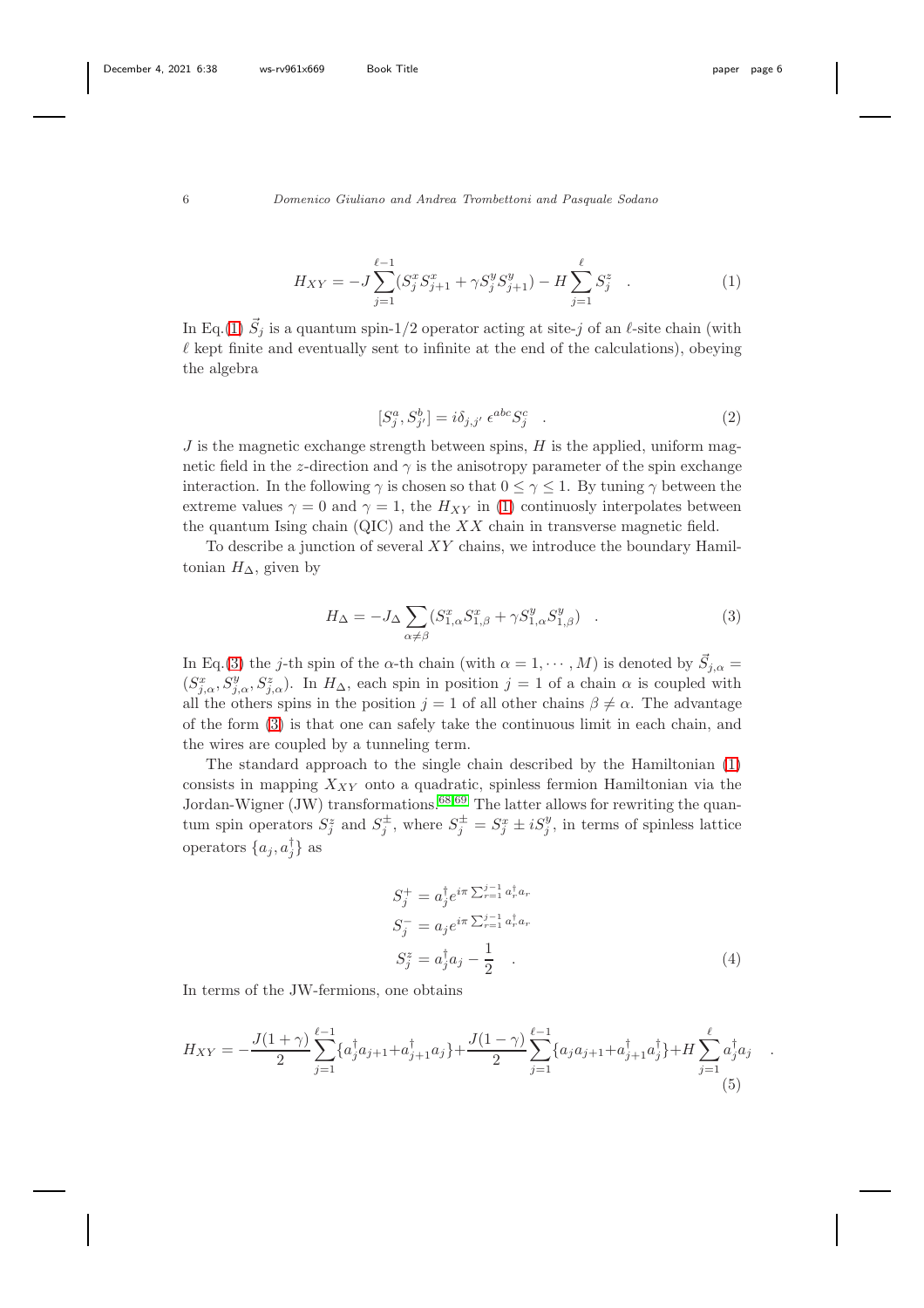$$
H_{XY} = -J \sum_{j=1}^{\ell-1} (S_j^x S_{j+1}^x + \gamma S_j^y S_{j+1}^y) - H \sum_{j=1}^{\ell} S_j^z \quad . \tag{1}
$$

In Eq.(1) $\vec{S}_j$ is a quantum spin-1/2 operator acting at site-$j$ of an $\ell$-site chain (with $\ell$ kept finite and eventually sent to infinite at the end of the calculations), obeying the algebra

$$
[S_j^a, S_{j'}^b] = i\delta_{j,j'} \, \epsilon^{abc} S_j^c \quad . \tag{2}
$$

$J$ is the magnetic exchange strength between spins, $H$ is the applied, uniform magnetic field in the $z$-direction and $\gamma$ is the anisotropy parameter of the spin exchange interaction. In the following $\gamma$ is chosen so that $0 \leq \gamma \leq 1$. By tuning $\gamma$ between the extreme values $\gamma = 0$ and $\gamma = 1$, the $H_{XY}$ in (1) continuosly interpolates between the quantum Ising chain (QIC) and the $XX$ chain in transverse magnetic field.

To describe a junction of several $XY$ chains, we introduce the boundary Hamiltonian $H_\Delta$, given by

$$
H_\Delta = -J_\Delta \sum_{\alpha \neq \beta} (S_{1,\alpha}^x S_{1,\beta}^x + \gamma S_{1,\alpha}^y S_{1,\beta}^y) \quad . \tag{3}
$$

In Eq.(3) the $j$-th spin of the $\alpha$-th chain (with $\alpha = 1, \cdots, M$) is denoted by $\vec{S}_{j,\alpha} = (S_{j,\alpha}^x, S_{j,\alpha}^y, S_{j,\alpha}^z)$. In $H_\Delta$, each spin in position $j = 1$ of a chain $\alpha$ is coupled with all the others spins in the position $j = 1$ of all other chains $\beta \neq \alpha$. The advantage of the form (3) is that one can safely take the continuous limit in each chain, and the wires are coupled by a tunneling term.

The standard approach to the single chain described by the Hamiltonian (1) consists in mapping $X_{XY}$ onto a quadratic, spinless fermion Hamiltonian via the Jordan-Wigner (JW) transformations.[68,69] The latter allows for rewriting the quantum spin operators $S_j^z$ and $S_j^\pm$, where $S_j^\pm = S_j^x \pm i S_j^y$, in terms of spinless lattice operators $\{a_j, a_j^\dagger\}$ as

$$
\begin{aligned}
S_j^+ &= a_j^\dagger e^{i\pi \sum_{r=1}^{j-1} a_r^\dagger a_r} \\
S_j^- &= a_j e^{i\pi \sum_{r=1}^{j-1} a_r^\dagger a_r} \\
S_j^z &= a_j^\dagger a_j - \frac{1}{2} \quad .
\end{aligned} \tag{4}
$$

In terms of the JW-fermions, one obtains

$$
H_{XY} = -\frac{J(1+\gamma)}{2} \sum_{j=1}^{\ell-1} \{a_j^\dagger a_{j+1} + a_{j+1}^\dagger a_j\} + \frac{J(1-\gamma)}{2} \sum_{j=1}^{\ell-1} \{a_j a_{j+1} + a_{j+1}^\dagger a_j^\dagger\} + H \sum_{j=1}^{\ell} a_j^\dagger a_j \quad . \tag{5}
$$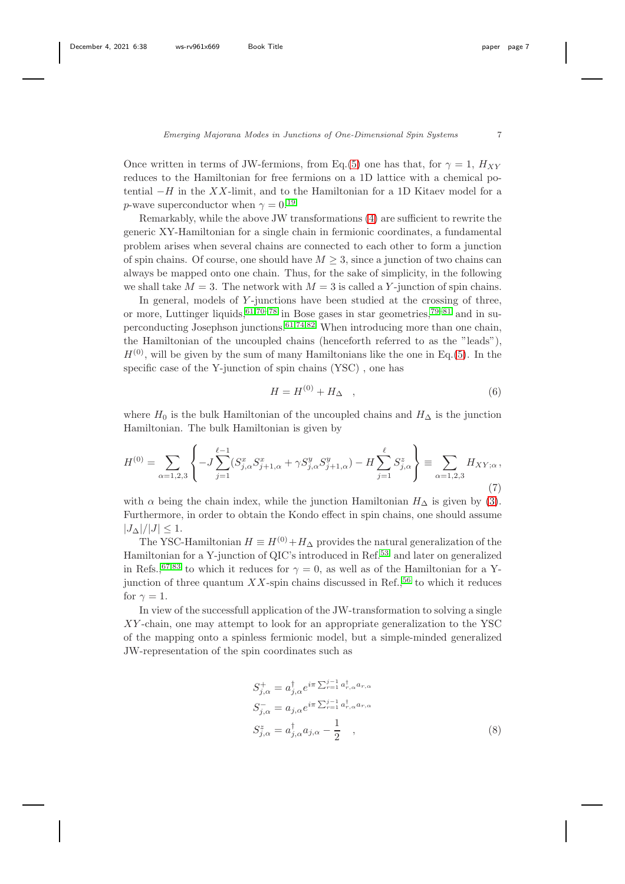Once written in terms of JW-fermions, from Eq.(5) one has that, for $\gamma = 1$, $H_{XY}$ reduces to the Hamiltonian for free fermions on a 1D lattice with a chemical potential $-H$ in the $XX$-limit, and to the Hamiltonian for a 1D Kitaev model for a $p$-wave superconductor when $\gamma = 0$.[19]

Remarkably, while the above JW transformations (4) are sufficient to rewrite the generic XY-Hamiltonian for a single chain in fermionic coordinates, a fundamental problem arises when several chains are connected to each other to form a junction of spin chains. Of course, one should have $M \geq 3$, since a junction of two chains can always be mapped onto one chain. Thus, for the sake of simplicity, in the following we shall take $M = 3$. The network with $M = 3$ is called a $Y$-junction of spin chains.

In general, models of $Y$-junctions have been studied at the crossing of three, or more, Luttinger liquids,[61,70–78] in Bose gases in star geometries,[79–81] and in superconducting Josephson junctions.[61,74,82] When introducing more than one chain, the Hamiltonian of the uncoupled chains (henceforth referred to as the "leads"), $H^{(0)}$, will be given by the sum of many Hamiltonians like the one in Eq.(5). In the specific case of the Y-junction of spin chains (YSC) , one has

$$
H = H^{(0)} + H_\Delta \quad , \tag{6}
$$

where $H_0$ is the bulk Hamiltonian of the uncoupled chains and $H_\Delta$ is the junction Hamiltonian. The bulk Hamiltonian is given by

$$
H^{(0)} = \sum_{\alpha=1,2,3} \left\{ -J \sum_{j=1}^{\ell-1} (S^x_{j,\alpha} S^x_{j+1,\alpha} + \gamma S^y_{j,\alpha} S^y_{j+1,\alpha}) - H \sum_{j=1}^{\ell} S^z_{j,\alpha} \right\} \equiv \sum_{\alpha=1,2,3} H_{XY;\alpha} \, , \tag{7}
$$

with $\alpha$ being the chain index, while the junction Hamiltonian $H_\Delta$ is given by (3). Furthermore, in order to obtain the Kondo effect in spin chains, one should assume $|J_\Delta|/|J| \leq 1$.

The YSC-Hamiltonian $H \equiv H^{(0)} + H_\Delta$ provides the natural generalization of the Hamiltonian for a Y-junction of QIC's introduced in Ref.[53] and later on generalized in Refs.,[67,83] to which it reduces for $\gamma = 0$, as well as of the Hamiltonian for a Y-junction of three quantum $XX$-spin chains discussed in Ref.,[56] to which it reduces for $\gamma = 1$.

In view of the successfull application of the JW-transformation to solving a single $XY$-chain, one may attempt to look for an appropriate generalization to the YSC of the mapping onto a spinless fermionic model, but a simple-minded generalized JW-representation of the spin coordinates such as

$$
\begin{aligned}
S^+_{j,\alpha} &= a^\dagger_{j,\alpha} e^{i\pi \sum_{r=1}^{j-1} a^\dagger_{r,\alpha} a_{r,\alpha}} \\
S^-_{j,\alpha} &= a_{j,\alpha} e^{i\pi \sum_{r=1}^{j-1} a^\dagger_{r,\alpha} a_{r,\alpha}} \\
S^z_{j,\alpha} &= a^\dagger_{j,\alpha} a_{j,\alpha} - \frac{1}{2} \quad ,
\end{aligned} \tag{8}
$$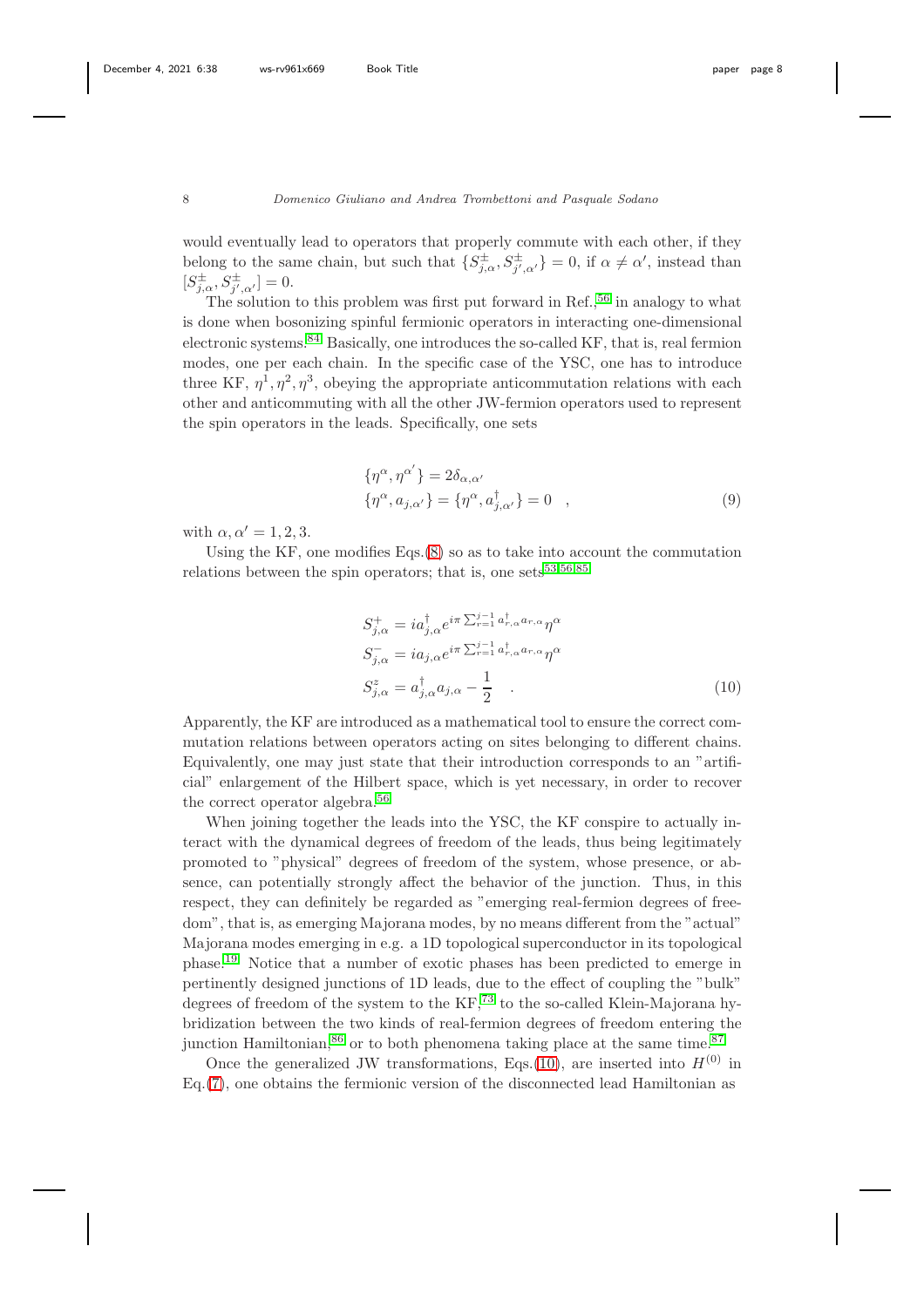would eventually lead to operators that properly commute with each other, if they belong to the same chain, but such that $\{S^{\pm}_{j,\alpha}, S^{\pm}_{j',\alpha'}\} = 0$, if $\alpha \neq \alpha'$, instead than $[S^{\pm}_{j,\alpha}, S^{\pm}_{j',\alpha'}] = 0$.

The solution to this problem was first put forward in Ref.,[56] in analogy to what is done when bosonizing spinful fermionic operators in interacting one-dimensional electronic systems.[84] Basically, one introduces the so-called KF, that is, real fermion modes, one per each chain. In the specific case of the YSC, one has to introduce three KF, $\eta^1, \eta^2, \eta^3$, obeying the appropriate anticommutation relations with each other and anticommuting with all the other JW-fermion operators used to represent the spin operators in the leads. Specifically, one sets

$$
\begin{aligned}
&\{\eta^{\alpha}, \eta^{\alpha'}\} = 2\delta_{\alpha,\alpha'} \\
&\{\eta^{\alpha}, a_{j,\alpha'}\} = \{\eta^{\alpha}, a^{\dagger}_{j,\alpha'}\} = 0 \quad ,
\end{aligned}
\tag{9}
$$

with $\alpha, \alpha' = 1, 2, 3$.

Using the KF, one modifies Eqs.(8) so as to take into account the commutation relations between the spin operators; that is, one sets[53,56,85]

$$
\begin{aligned}
S^{+}_{j,\alpha} &= i a^{\dagger}_{j,\alpha} e^{i\pi \sum_{r=1}^{j-1} a^{\dagger}_{r,\alpha} a_{r,\alpha}} \eta^{\alpha} \\
S^{-}_{j,\alpha} &= i a_{j,\alpha} e^{i\pi \sum_{r=1}^{j-1} a^{\dagger}_{r,\alpha} a_{r,\alpha}} \eta^{\alpha} \\
S^{z}_{j,\alpha} &= a^{\dagger}_{j,\alpha} a_{j,\alpha} - \frac{1}{2} \quad .
\end{aligned}
\tag{10}
$$

Apparently, the KF are introduced as a mathematical tool to ensure the correct commutation relations between operators acting on sites belonging to different chains. Equivalently, one may just state that their introduction corresponds to an "artificial" enlargement of the Hilbert space, which is yet necessary, in order to recover the correct operator algebra.[56]

When joining together the leads into the YSC, the KF conspire to actually interact with the dynamical degrees of freedom of the leads, thus being legitimately promoted to "physical" degrees of freedom of the system, whose presence, or absence, can potentially strongly affect the behavior of the junction. Thus, in this respect, they can definitely be regarded as "emerging real-fermion degrees of freedom", that is, as emerging Majorana modes, by no means different from the "actual" Majorana modes emerging in e.g. a 1D topological superconductor in its topological phase.[19] Notice that a number of exotic phases has been predicted to emerge in pertinently designed junctions of 1D leads, due to the effect of coupling the "bulk" degrees of freedom of the system to the KF,[73] to the so-called Klein-Majorana hybridization between the two kinds of real-fermion degrees of freedom entering the junction Hamiltonian,[86] or to both phenomena taking place at the same time.[87]

Once the generalized JW transformations, Eqs.(10), are inserted into $H^{(0)}$ in Eq.(7), one obtains the fermionic version of the disconnected lead Hamiltonian as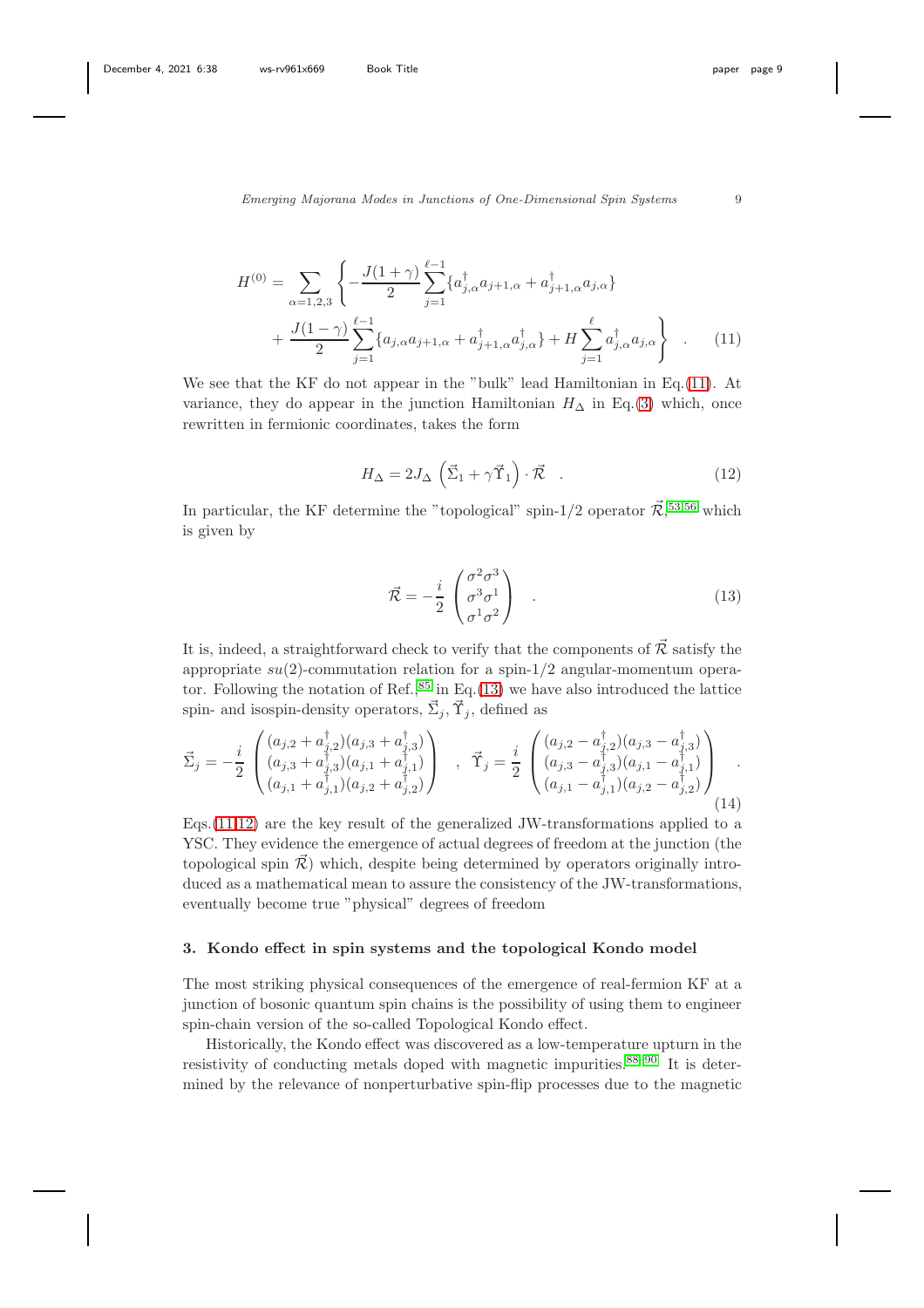$$H^{(0)} = \sum_{\alpha=1,2,3} \left\{ -\frac{J(1+\gamma)}{2} \sum_{j=1}^{\ell-1} \{ a_{j,\alpha}^\dagger a_{j+1,\alpha} + a_{j+1,\alpha}^\dagger a_{j,\alpha} \} + \frac{J(1-\gamma)}{2} \sum_{j=1}^{\ell-1} \{ a_{j,\alpha} a_{j+1,\alpha} + a_{j+1,\alpha}^\dagger a_{j,\alpha}^\dagger \} + H \sum_{j=1}^{\ell} a_{j,\alpha}^\dagger a_{j,\alpha} \right\} \quad . \tag{11}$$

We see that the KF do not appear in the "bulk" lead Hamiltonian in Eq.(11). At variance, they do appear in the junction Hamiltonian $H_\Delta$ in Eq.(3) which, once rewritten in fermionic coordinates, takes the form

$$H_\Delta = 2J_\Delta \left( \vec{\Sigma}_1 + \gamma \vec{\Upsilon}_1 \right) \cdot \vec{\mathcal{R}} \quad . \tag{12}$$

In particular, the KF determine the "topological" spin-1/2 operator $\vec{\mathcal{R}}$,[53,56] which is given by

$$\vec{\mathcal{R}} = -\frac{i}{2} \begin{pmatrix} \sigma^2 \sigma^3 \\ \sigma^3 \sigma^1 \\ \sigma^1 \sigma^2 \end{pmatrix} \quad . \tag{13}$$

It is, indeed, a straightforward check to verify that the components of $\vec{\mathcal{R}}$ satisfy the appropriate $su(2)$-commutation relation for a spin-1/2 angular-momentum operator. Following the notation of Ref.,[85] in Eq.(13) we have also introduced the lattice spin- and isospin-density operators, $\vec{\Sigma}_j, \vec{\Upsilon}_j$, defined as

$$\vec{\Sigma}_j = -\frac{i}{2} \begin{pmatrix} (a_{j,2} + a_{j,2}^\dagger)(a_{j,3} + a_{j,3}^\dagger) \\ (a_{j,3} + a_{j,3}^\dagger)(a_{j,1} + a_{j,1}^\dagger) \\ (a_{j,1} + a_{j,1}^\dagger)(a_{j,2} + a_{j,2}^\dagger) \end{pmatrix} \quad , \quad \vec{\Upsilon}_j = \frac{i}{2} \begin{pmatrix} (a_{j,2} - a_{j,2}^\dagger)(a_{j,3} - a_{j,3}^\dagger) \\ (a_{j,3} - a_{j,3}^\dagger)(a_{j,1} - a_{j,1}^\dagger) \\ (a_{j,1} - a_{j,1}^\dagger)(a_{j,2} - a_{j,2}^\dagger) \end{pmatrix} \quad . \tag{14}$$

Eqs.(11,12) are the key result of the generalized JW-transformations applied to a YSC. They evidence the emergence of actual degrees of freedom at the junction (the topological spin $\vec{\mathcal{R}}$) which, despite being determined by operators originally introduced as a mathematical mean to assure the consistency of the JW-transformations, eventually become true "physical" degrees of freedom

## 3. Kondo effect in spin systems and the topological Kondo model

The most striking physical consequences of the emergence of real-fermion KF at a junction of bosonic quantum spin chains is the possibility of using them to engineer spin-chain version of the so-called Topological Kondo effect.

Historically, the Kondo effect was discovered as a low-temperature upturn in the resistivity of conducting metals doped with magnetic impurities.[88–90] It is determined by the relevance of nonperturbative spin-flip processes due to the magnetic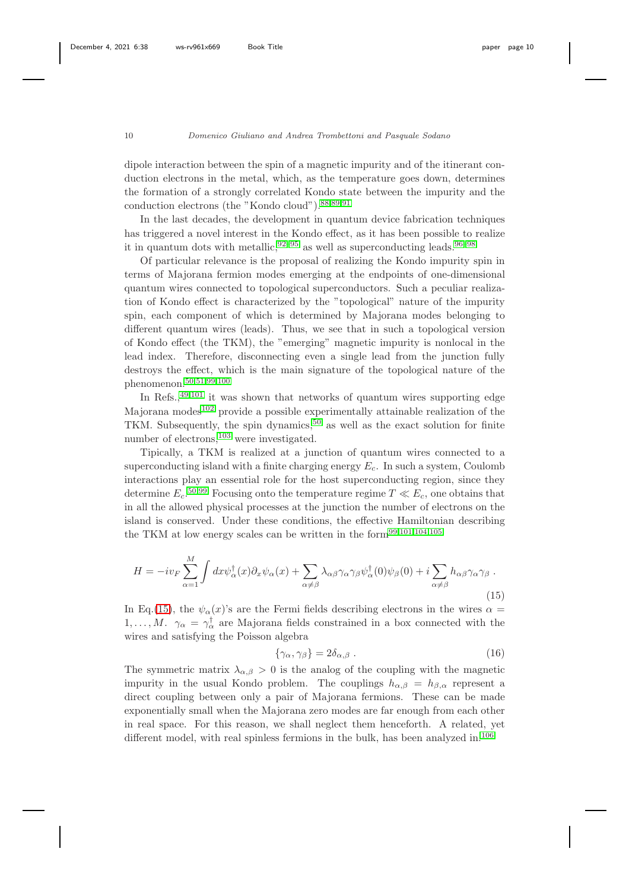dipole interaction between the spin of a magnetic impurity and of the itinerant conduction electrons in the metal, which, as the temperature goes down, determines the formation of a strongly correlated Kondo state between the impurity and the conduction electrons (the "Kondo cloud").[88,89,91]

In the last decades, the development in quantum device fabrication techniques has triggered a novel interest in the Kondo effect, as it has been possible to realize it in quantum dots with metallic,[92–95] as well as superconducting leads.[96–98]

Of particular relevance is the proposal of realizing the Kondo impurity spin in terms of Majorana fermion modes emerging at the endpoints of one-dimensional quantum wires connected to topological superconductors. Such a peculiar realization of Kondo effect is characterized by the "topological" nature of the impurity spin, each component of which is determined by Majorana modes belonging to different quantum wires (leads). Thus, we see that in such a topological version of Kondo effect (the TKM), the "emerging" magnetic impurity is nonlocal in the lead index. Therefore, disconnecting even a single lead from the junction fully destroys the effect, which is the main signature of the topological nature of the phenomenon.[50,51,99,100]

In Refs.,[49,101] it was shown that networks of quantum wires supporting edge Majorana modes[102] provide a possible experimentally attainable realization of the TKM. Subsequently, the spin dynamics,[50] as well as the exact solution for finite number of electrons,[103] were investigated.

Typically, a TKM is realized at a junction of quantum wires connected to a superconducting island with a finite charging energy $E_c$. In such a system, Coulomb interactions play an essential role for the host superconducting region, since they determine $E_c$.[50,99] Focusing onto the temperature regime $T \ll E_c$, one obtains that in all the allowed physical processes at the junction the number of electrons on the island is conserved. Under these conditions, the effective Hamiltonian describing the TKM at low energy scales can be written in the form[99,101,104,105]

$$H = -iv_F \sum_{\alpha=1}^{M} \int dx \psi_\alpha^\dagger(x) \partial_x \psi_\alpha(x) + \sum_{\alpha \neq \beta} \lambda_{\alpha\beta} \gamma_\alpha \gamma_\beta \psi_\alpha^\dagger(0) \psi_\beta(0) + i \sum_{\alpha \neq \beta} h_{\alpha\beta} \gamma_\alpha \gamma_\beta \ . \tag{15}$$

In Eq.(15), the $\psi_\alpha(x)$'s are the Fermi fields describing electrons in the wires $\alpha = 1, \dots, M$. $\gamma_\alpha = \gamma_\alpha^\dagger$ are Majorana fields constrained in a box connected with the wires and satisfying the Poisson algebra

$$\{\gamma_\alpha, \gamma_\beta\} = 2\delta_{\alpha,\beta} \ . \tag{16}$$

The symmetric matrix $\lambda_{\alpha,\beta} > 0$ is the analog of the coupling with the magnetic impurity in the usual Kondo problem. The couplings $h_{\alpha,\beta} = h_{\beta,\alpha}$ represent a direct coupling between only a pair of Majorana fermions. These can be made exponentially small when the Majorana zero modes are far enough from each other in real space. For this reason, we shall neglect them henceforth. A related, yet different model, with real spinless fermions in the bulk, has been analyzed in.[106]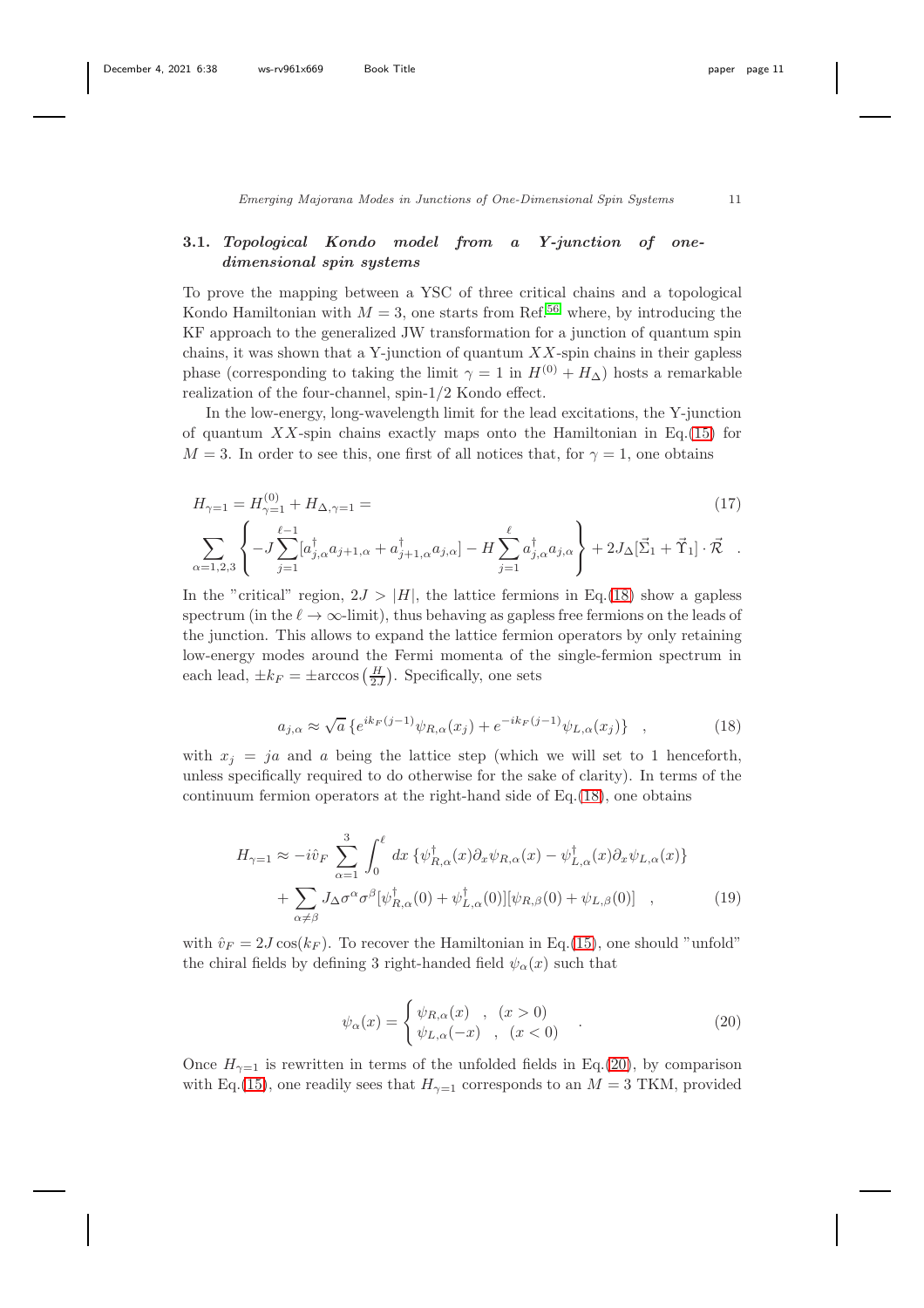### 3.1. *Topological Kondo model from a Y-junction of one-dimensional spin systems*

To prove the mapping between a YSC of three critical chains and a topological Kondo Hamiltonian with $M = 3$, one starts from Ref.[56] where, by introducing the KF approach to the generalized JW transformation for a junction of quantum spin chains, it was shown that a Y-junction of quantum $XX$-spin chains in their gapless phase (corresponding to taking the limit $\gamma = 1$ in $H^{(0)} + H_\Delta$) hosts a remarkable realization of the four-channel, spin-1/2 Kondo effect.

In the low-energy, long-wavelength limit for the lead excitations, the Y-junction of quantum $XX$-spin chains exactly maps onto the Hamiltonian in Eq.(15) for $M = 3$. In order to see this, one first of all notices that, for $\gamma = 1$, one obtains

$$
\begin{aligned}
&H_{\gamma=1} = H^{(0)}_{\gamma=1} + H_{\Delta,\gamma=1} = \qquad\qquad\qquad\qquad\qquad\qquad\qquad\qquad\qquad\qquad (17)\\
&\sum_{\alpha=1,2,3} \left\{ -J \sum_{j=1}^{\ell-1} [a^\dagger_{j,\alpha} a_{j+1,\alpha} + a^\dagger_{j+1,\alpha} a_{j,\alpha}] - H \sum_{j=1}^{\ell} a^\dagger_{j,\alpha} a_{j,\alpha} \right\} + 2J_\Delta [\vec{\Sigma}_1 + \vec{\Upsilon}_1] \cdot \vec{\mathcal{R}} \quad .
\end{aligned}
$$

In the "critical" region, $2J > |H|$, the lattice fermions in Eq.(18) show a gapless spectrum (in the $\ell \to \infty$-limit), thus behaving as gapless free fermions on the leads of the junction. This allows to expand the lattice fermion operators by only retaining low-energy modes around the Fermi momenta of the single-fermion spectrum in each lead, $\pm k_F = \pm \arccos\left(\frac{H}{2J}\right)$. Specifically, one sets

$$
a_{j,\alpha} \approx \sqrt{a}\, \{ e^{i k_F (j-1)} \psi_{R,\alpha}(x_j) + e^{-i k_F (j-1)} \psi_{L,\alpha}(x_j) \} \quad , \tag{18}
$$

with $x_j = ja$ and $a$ being the lattice step (which we will set to 1 henceforth, unless specifically required to do otherwise for the sake of clarity). In terms of the continuum fermion operators at the right-hand side of Eq.(18), one obtains

$$
\begin{aligned}
H_{\gamma=1} \approx & -i\hat{v}_F \sum_{\alpha=1}^{3} \int_0^\ell dx\, \{ \psi^\dagger_{R,\alpha}(x) \partial_x \psi_{R,\alpha}(x) - \psi^\dagger_{L,\alpha}(x) \partial_x \psi_{L,\alpha}(x) \} \\
& + \sum_{\alpha \neq \beta} J_\Delta \sigma^\alpha \sigma^\beta [\psi^\dagger_{R,\alpha}(0) + \psi^\dagger_{L,\alpha}(0)][\psi_{R,\beta}(0) + \psi_{L,\beta}(0)] \quad ,
\end{aligned} \tag{19}
$$

with $\hat{v}_F = 2J\cos(k_F)$. To recover the Hamiltonian in Eq.(15), one should "unfold" the chiral fields by defining 3 right-handed field $\psi_\alpha(x)$ such that

$$
\psi_\alpha(x) = \begin{cases} \psi_{R,\alpha}(x) & , \quad (x > 0) \\ \psi_{L,\alpha}(-x) & , \quad (x < 0) \end{cases} \quad . \tag{20}
$$

Once $H_{\gamma=1}$ is rewritten in terms of the unfolded fields in Eq.(20), by comparison with Eq.(15), one readily sees that $H_{\gamma=1}$ corresponds to an $M = 3$ TKM, provided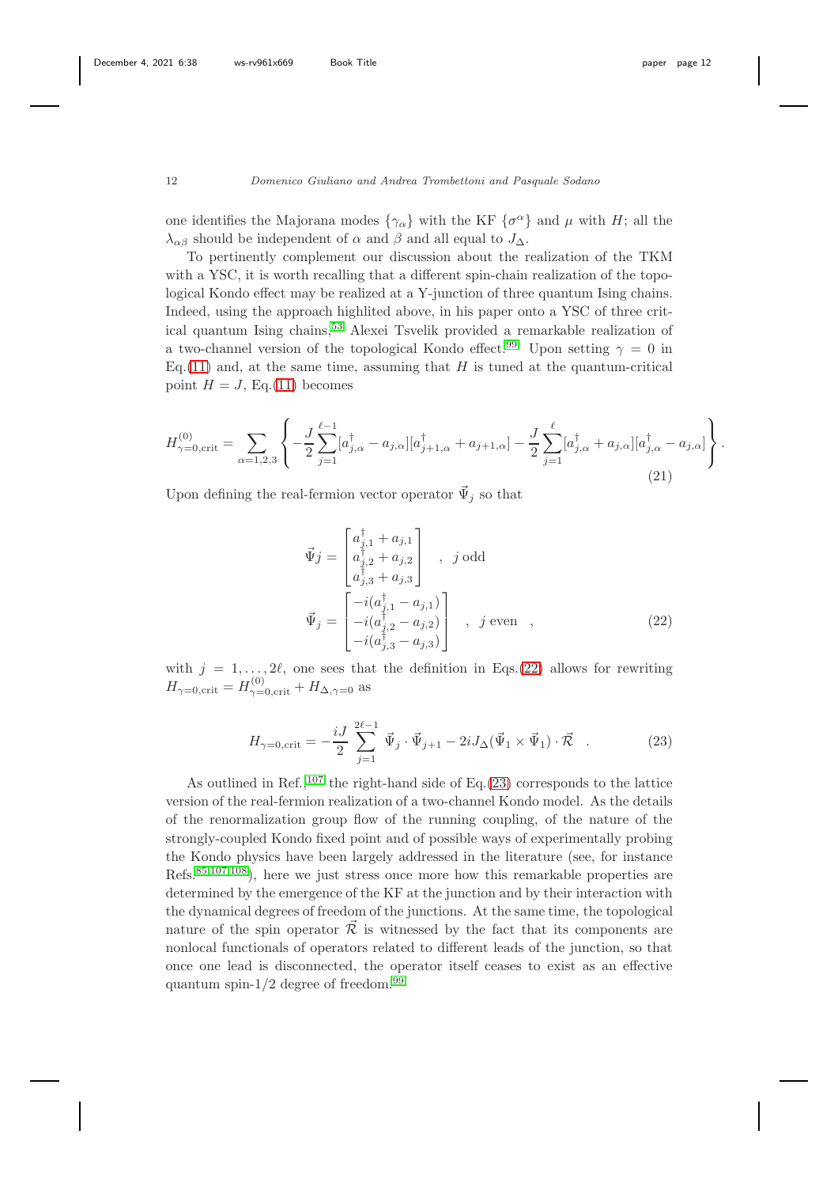one identifies the Majorana modes $\{\gamma_\alpha\}$ with the KF $\{\sigma^\alpha\}$ and $\mu$ with $H$; all the $\lambda_{\alpha\beta}$ should be independent of $\alpha$ and $\beta$ and all equal to $J_\Delta$.

To pertinently complement our discussion about the realization of the TKM with a YSC, it is worth recalling that a different spin-chain realization of the topological Kondo effect may be realized at a Y-junction of three quantum Ising chains. Indeed, using the approach highlited above, in his paper onto a YSC of three critical quantum Ising chains,[53] Alexei Tsvelik provided a remarkable realization of a two-channel version of the topological Kondo effect.[99] Upon setting $\gamma = 0$ in Eq.(11) and, at the same time, assuming that $H$ is tuned at the quantum-critical point $H = J$, Eq.(11) becomes

$$H^{(0)}_{\gamma=0,\mathrm{crit}} = \sum_{\alpha=1,2,3} \left\{ -\frac{J}{2} \sum_{j=1}^{\ell-1} [a^\dagger_{j,\alpha} - a_{j,\alpha}][a^\dagger_{j+1,\alpha} + a_{j+1,\alpha}] - \frac{J}{2} \sum_{j=1}^{\ell} [a^\dagger_{j,\alpha} + a_{j,\alpha}][a^\dagger_{j,\alpha} - a_{j,\alpha}] \right\} . \tag{21}$$

Upon defining the real-fermion vector operator $\vec{\Psi}_j$ so that

$$\vec{\Psi} j = \begin{bmatrix} a^\dagger_{j,1} + a_{j,1} \\ a^\dagger_{j,2} + a_{j,2} \\ a^\dagger_{j,3} + a_{j,3} \end{bmatrix} \quad , \; j \text{ odd}$$
$$\vec{\Psi}_j = \begin{bmatrix} -i(a^\dagger_{j,1} - a_{j,1}) \\ -i(a^\dagger_{j,2} - a_{j,2}) \\ -i(a^\dagger_{j,3} - a_{j,3}) \end{bmatrix} \quad , \; j \text{ even} \quad , \tag{22}$$

with $j = 1, \ldots, 2\ell$, one sees that the definition in Eqs.(22) allows for rewriting $H_{\gamma=0,\mathrm{crit}} = H^{(0)}_{\gamma=0,\mathrm{crit}} + H_{\Delta,\gamma=0}$ as

$$H_{\gamma=0,\mathrm{crit}} = -\frac{iJ}{2} \sum_{j=1}^{2\ell-1} \vec{\Psi}_j \cdot \vec{\Psi}_{j+1} - 2iJ_\Delta (\vec{\Psi}_1 \times \vec{\Psi}_1) \cdot \vec{\mathcal{R}} \quad . \tag{23}$$

As outlined in Ref.,[107] the right-hand side of Eq.(23) corresponds to the lattice version of the real-fermion realization of a two-channel Kondo model. As the details of the renormalization group flow of the running coupling, of the nature of the strongly-coupled Kondo fixed point and of possible ways of experimentally probing the Kondo physics have been largely addressed in the literature (see, for instance Refs.[85,107,108]), here we just stress once more how this remarkable properties are determined by the emergence of the KF at the junction and by their interaction with the dynamical degrees of freedom of the junctions. At the same time, the topological nature of the spin operator $\vec{\mathcal{R}}$ is witnessed by the fact that its components are nonlocal functionals of operators related to different leads of the junction, so that once one lead is disconnected, the operator itself ceases to exist as an effective quantum spin-1/2 degree of freedom.[99]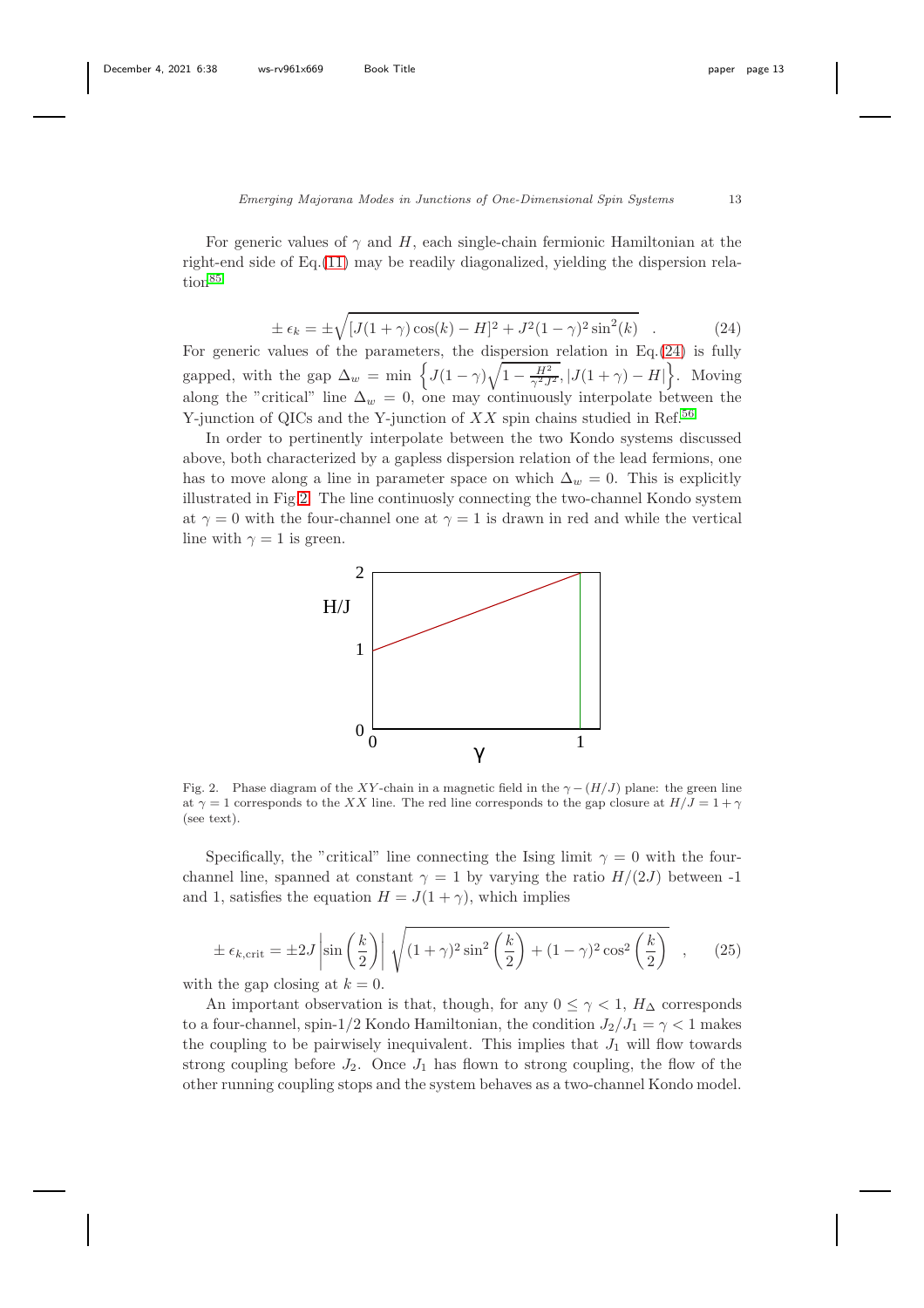For generic values of $\gamma$ and $H$, each single-chain fermionic Hamiltonian at the right-end side of Eq.(11) may be readily diagonalized, yielding the dispersion relation[85]

$$\pm \epsilon_k = \pm \sqrt{[J(1+\gamma)\cos(k) - H]^2 + J^2(1-\gamma)^2 \sin^2(k)} \quad . \tag{24}$$

For generic values of the parameters, the dispersion relation in Eq.(24) is fully gapped, with the gap $\Delta_w = \min \left\{ J(1-\gamma)\sqrt{1 - \frac{H^2}{\gamma^2 J^2}}, |J(1+\gamma) - H| \right\}$. Moving along the "critical" line $\Delta_w = 0$, one may continuously interpolate between the Y-junction of QICs and the Y-junction of $XX$ spin chains studied in Ref.[56]

In order to pertinently interpolate between the two Kondo systems discussed above, both characterized by a gapless dispersion relation of the lead fermions, one has to move along a line in parameter space on which $\Delta_w = 0$. This is explicitly illustrated in Fig.2. The line continously connecting the two-channel Kondo system at $\gamma = 0$ with the four-channel one at $\gamma = 1$ is drawn in red and while the vertical line with $\gamma = 1$ is green.

Fig. 2. Phase diagram of the $XY$-chain in a magnetic field in the $\gamma - (H/J)$ plane: the green line at $\gamma = 1$ corresponds to the $XX$ line. The red line corresponds to the gap closure at $H/J = 1 + \gamma$ (see text).

Specifically, the "critical" line connecting the Ising limit $\gamma = 0$ with the four-channel line, spanned at constant $\gamma = 1$ by varying the ratio $H/(2J)$ between -1 and 1, satisfies the equation $H = J(1+\gamma)$, which implies

$$\pm \epsilon_{k,\text{crit}} = \pm 2J \left| \sin\left(\frac{k}{2}\right) \right| \sqrt{(1+\gamma)^2 \sin^2\left(\frac{k}{2}\right) + (1-\gamma)^2 \cos^2\left(\frac{k}{2}\right)} \quad , \tag{25}$$

with the gap closing at $k = 0$.

An important observation is that, though, for any $0 \leq \gamma < 1$, $H_\Delta$ corresponds to a four-channel, spin-1/2 Kondo Hamiltonian, the condition $J_2/J_1 = \gamma < 1$ makes the coupling to be pairwisely inequivalent. This implies that $J_1$ will flow towards strong coupling before $J_2$. Once $J_1$ has flown to strong coupling, the flow of the other running coupling stops and the system behaves as a two-channel Kondo model.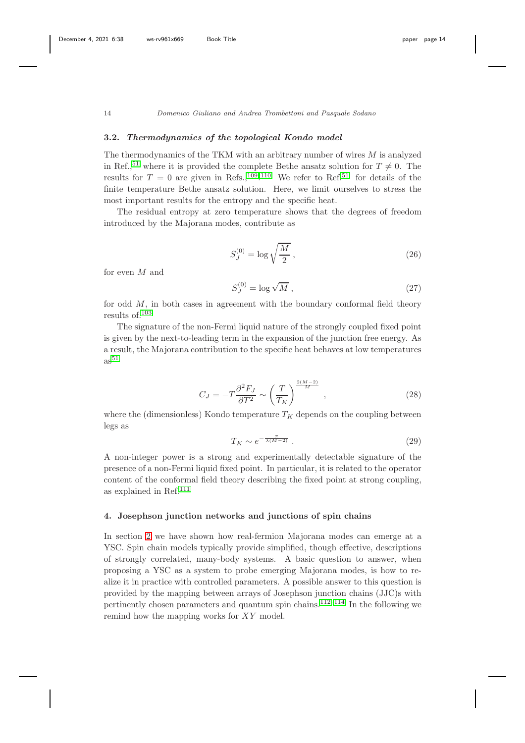### 3.2. *Thermodynamics of the topological Kondo model*

The thermodynamics of the TKM with an arbitrary number of wires $M$ is analyzed in Ref.,[51] where it is provided the complete Bethe ansatz solution for $T \neq 0$. The results for $T = 0$ are given in Refs.,[109,110] We refer to Ref.[51] for details of the finite temperature Bethe ansatz solution. Here, we limit ourselves to stress the most important results for the entropy and the specific heat.

The residual entropy at zero temperature shows that the degrees of freedom introduced by the Majorana modes, contribute as

$$S_J^{(0)} = \log \sqrt{\frac{M}{2}} \,, \tag{26}$$

for even $M$ and

$$S_J^{(0)} = \log \sqrt{M} \,, \tag{27}$$

for odd $M$, in both cases in agreement with the boundary conformal field theory results of.[103]

The signature of the non-Fermi liquid nature of the strongly coupled fixed point is given by the next-to-leading term in the expansion of the junction free energy. As a result, the Majorana contribution to the specific heat behaves at low temperatures as[51]

$$C_J = -T\frac{\partial^2 F_J}{\partial T^2} \sim \left(\frac{T}{T_K}\right)^{\frac{2(M-2)}{M}} \,, \tag{28}$$

where the (dimensionless) Kondo temperature $T_K$ depends on the coupling between legs as

$$T_K \sim e^{-\frac{\pi}{\lambda(M-2)}} \,. \tag{29}$$

A non-integer power is a strong and experimentally detectable signature of the presence of a non-Fermi liquid fixed point. In particular, it is related to the operator content of the conformal field theory describing the fixed point at strong coupling, as explained in Ref.[111]

## 4. Josephson junction networks and junctions of spin chains

In section 2 we have shown how real-fermion Majorana modes can emerge at a YSC. Spin chain models typically provide simplified, though effective, descriptions of strongly correlated, many-body systems. A basic question to answer, when proposing a YSC as a system to probe emerging Majorana modes, is how to realize it in practice with controlled parameters. A possible answer to this question is provided by the mapping between arrays of Josephson junction chains (JJC)s with pertinently chosen parameters and quantum spin chains.[112–114] In the following we remind how the mapping works for $XY$ model.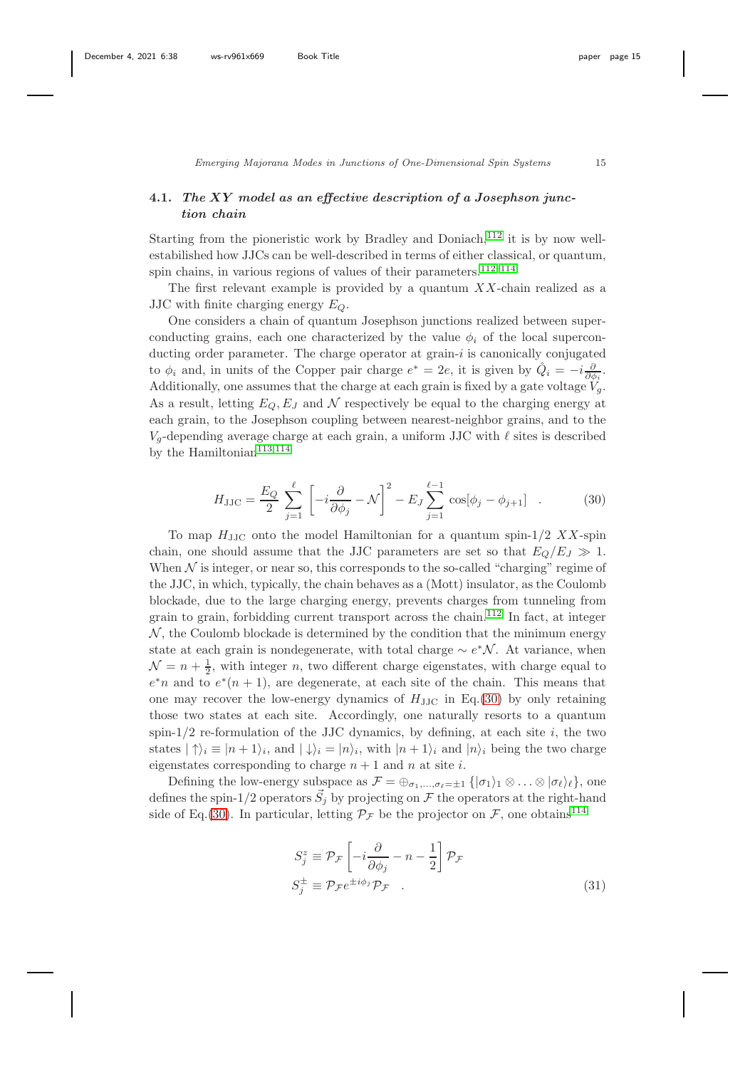### 4.1. *The $XY$ model as an effective description of a Josephson junction chain*

Starting from the pioneristic work by Bradley and Doniach,[112] it is by now well-estabilished how JJCs can be well-described in terms of either classical, or quantum, spin chains, in various regions of values of their parameters.[112–114]

The first relevant example is provided by a quantum $XX$-chain realized as a JJC with finite charging energy $E_Q$.

One considers a chain of quantum Josephson junctions realized between superconducting grains, each one characterized by the value $\phi_i$ of the local superconducting order parameter. The charge operator at grain-$i$ is canonically conjugated to $\phi_i$ and, in units of the Copper pair charge $e^* = 2e$, it is given by $\hat{Q}_i = -i\frac{\partial}{\partial \phi_i}$. Additionally, one assumes that the charge at each grain is fixed by a gate voltage $V_g$. As a result, letting $E_Q, E_J$ and $\mathcal{N}$ respectively be equal to the charging energy at each grain, to the Josephson coupling between nearest-neighbor grains, and to the $V_g$-depending average charge at each grain, a uniform JJC with $\ell$ sites is described by the Hamiltonian[113,114]

$$H_{\rm JJC} = \frac{E_Q}{2} \sum_{j=1}^{\ell} \left[ -i\frac{\partial}{\partial \phi_j} - \mathcal{N} \right]^2 - E_J \sum_{j=1}^{\ell-1} \cos[\phi_j - \phi_{j+1}] \quad . \tag{30}$$

To map $H_{\rm JJC}$ onto the model Hamiltonian for a quantum spin-1/2 $XX$-spin chain, one should assume that the JJC parameters are set so that $E_Q/E_J \gg 1$. When $\mathcal{N}$ is integer, or near so, this corresponds to the so-called "charging" regime of the JJC, in which, typically, the chain behaves as a (Mott) insulator, as the Coulomb blockade, due to the large charging energy, prevents charges from tunneling from grain to grain, forbidding current transport across the chain.[112] In fact, at integer $\mathcal{N}$, the Coulomb blockade is determined by the condition that the minimum energy state at each grain is nondegenerate, with total charge $\sim e^*\mathcal{N}$. At variance, when $\mathcal{N} = n + \frac{1}{2}$, with integer $n$, two different charge eigenstates, with charge equal to $e^* n$ and to $e^*(n+1)$, are degenerate, at each site of the chain. This means that one may recover the low-energy dynamics of $H_{\rm JJC}$ in Eq.(30) by only retaining those two states at each site. Accordingly, one naturally resorts to a quantum spin-1/2 re-formulation of the JJC dynamics, by defining, at each site $i$, the two states $|\uparrow\rangle_i \equiv |n+1\rangle_i$, and $|\downarrow\rangle_i = |n\rangle_i$, with $|n+1\rangle_i$ and $|n\rangle_i$ being the two charge eigenstates corresponding to charge $n+1$ and $n$ at site $i$.

Defining the low-energy subspace as $\mathcal{F} = \oplus_{\sigma_1,\ldots,\sigma_\ell = \pm 1} \{ |\sigma_1\rangle_1 \otimes \ldots \otimes |\sigma_\ell\rangle_\ell \}$, one defines the spin-1/2 operators $\vec{S}_j$ by projecting on $\mathcal{F}$ the operators at the right-hand side of Eq.(30). In particular, letting $\mathcal{P}_{\mathcal{F}}$ be the projector on $\mathcal{F}$, one obtains[114]

$$\begin{aligned} S_j^z &\equiv \mathcal{P}_{\mathcal{F}} \left[ -i\frac{\partial}{\partial \phi_j} - n - \frac{1}{2} \right] \mathcal{P}_{\mathcal{F}} \\ S_j^{\pm} &\equiv \mathcal{P}_{\mathcal{F}} e^{\pm i\phi_j} \mathcal{P}_{\mathcal{F}} \quad . \end{aligned} \tag{31}$$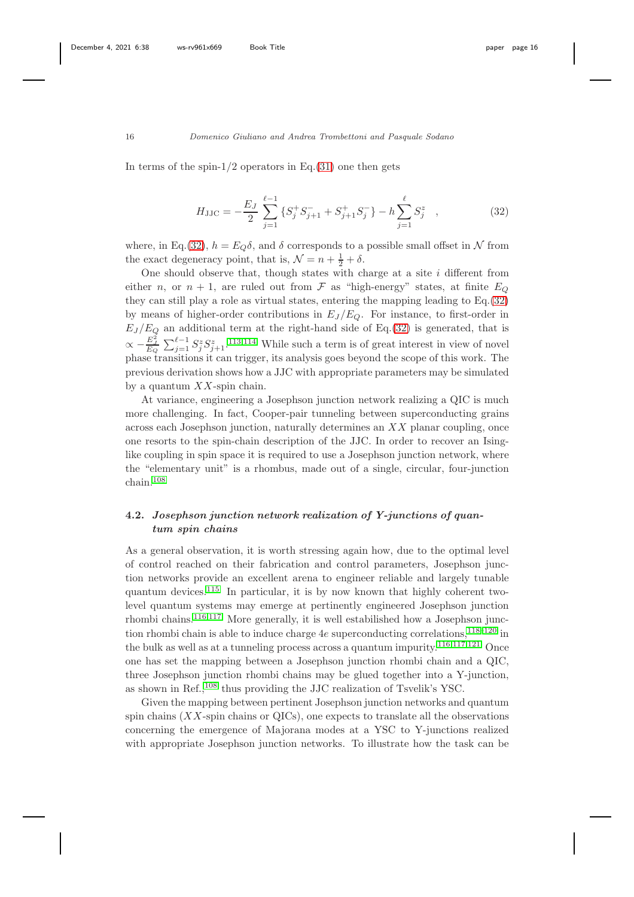In terms of the spin-1/2 operators in Eq.(31) one then gets

$$H_{\rm JJC} = -\frac{E_J}{2} \sum_{j=1}^{\ell-1} \{ S_j^+ S_{j+1}^- + S_{j+1}^+ S_j^- \} - h \sum_{j=1}^{\ell} S_j^z \quad , \tag{32}$$

where, in Eq.(32), $h = E_Q \delta$, and $\delta$ corresponds to a possible small offset in $\mathcal{N}$ from the exact degeneracy point, that is, $\mathcal{N} = n + \frac{1}{2} + \delta$.

One should observe that, though states with charge at a site $i$ different from either $n$, or $n+1$, are ruled out from $\mathcal{F}$ as "high-energy" states, at finite $E_Q$ they can still play a role as virtual states, entering the mapping leading to Eq.(32) by means of higher-order contributions in $E_J/E_Q$. For instance, to first-order in $E_J/E_Q$ an additional term at the right-hand side of Eq.(32) is generated, that is $\propto -\frac{E_J^2}{E_Q} \sum_{j=1}^{\ell-1} S_j^z S_{j+1}^z$.[113,114] While such a term is of great interest in view of novel phase transitions it can trigger, its analysis goes beyond the scope of this work. The previous derivation shows how a JJC with appropriate parameters may be simulated by a quantum $XX$-spin chain.

At variance, engineering a Josephson junction network realizing a QIC is much more challenging. In fact, Cooper-pair tunneling between superconducting grains across each Josephson junction, naturally determines an $XX$ planar coupling, once one resorts to the spin-chain description of the JJC. In order to recover an Ising-like coupling in spin space it is required to use a Josephson junction network, where the "elementary unit" is a rhombus, made out of a single, circular, four-junction chain.[108]

### 4.2. *Josephson junction network realization of Y-junctions of quantum spin chains*

As a general observation, it is worth stressing again how, due to the optimal level of control reached on their fabrication and control parameters, Josephson junction networks provide an excellent arena to engineer reliable and largely tunable quantum devices.[115] In particular, it is by now known that highly coherent two-level quantum systems may emerge at pertinently engineered Josephson junction rhombi chains.[116,117] More generally, it is well estabilished how a Josephson junction rhombi chain is able to induce charge $4e$ superconducting correlations,[118–120] in the bulk as well as at a tunneling process across a quantum impurity.[116,117,121] Once one has set the mapping between a Josephson junction rhombi chain and a QIC, three Josephson junction rhombi chains may be glued together into a Y-junction, as shown in Ref.,[108] thus providing the JJC realization of Tsvelik's YSC.

Given the mapping between pertinent Josephson junction networks and quantum spin chains ($XX$-spin chains or QICs), one expects to translate all the observations concerning the emergence of Majorana modes at a YSC to Y-junctions realized with appropriate Josephson junction networks. To illustrate how the task can be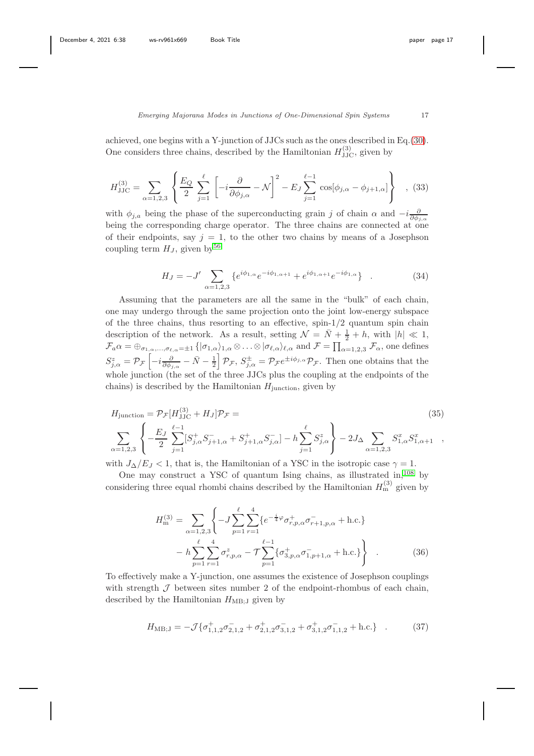achieved, one begins with a Y-junction of JJCs such as the ones described in Eq.(30). One considers three chains, described by the Hamiltonian $H_{\rm JJC}^{(3)}$, given by

$$H_{\rm JJC}^{(3)} = \sum_{\alpha=1,2,3} \left\{ \frac{E_Q}{2} \sum_{j=1}^{\ell} \left[ -i \frac{\partial}{\partial \phi_{j,\alpha}} - \mathcal{N} \right]^2 - E_J \sum_{j=1}^{\ell-1} \cos[\phi_{j,\alpha} - \phi_{j+1,\alpha}] \right\} \quad , \tag{33}$$

with $\phi_{j,a}$ being the phase of the superconducting grain $j$ of chain $\alpha$ and $-i\frac{\partial}{\partial \phi_{j,\alpha}}$ being the corresponding charge operator. The three chains are connected at one of their endpoints, say $j = 1$, to the other two chains by means of a Josephson coupling term $H_J$, given by[56]

$$H_J = -J' \sum_{\alpha=1,2,3} \{ e^{i\phi_{1,\alpha}} e^{-i\phi_{1,\alpha+1}} + e^{i\phi_{1,\alpha+1}} e^{-i\phi_{1,\alpha}} \} \quad . \tag{34}$$

Assuming that the parameters are all the same in the "bulk" of each chain, one may undergo through the same projection onto the joint low-energy subspace of the three chains, thus resorting to an effective, spin-1/2 quantum spin chain description of the network. As a result, setting $\mathcal{N} = \bar{N} + \frac{1}{2} + h$, with $|h| \ll 1$, $\mathcal{F}_a \alpha = \oplus_{\sigma_{1,\alpha},\ldots,\sigma_{\ell,\alpha}=\pm 1} \{ |\sigma_{1,\alpha}\rangle_{1,\alpha} \otimes \ldots \otimes |\sigma_{\ell,\alpha}\rangle_{\ell,\alpha}$ and $\mathcal{F} = \prod_{\alpha=1,2,3} \mathcal{F}_\alpha$, one defines $S_{j,\alpha}^z = \mathcal{P}_{\mathcal{F}} \left[ -i \frac{\partial}{\partial \phi_{j,\alpha}} - \bar{N} - \frac{1}{2} \right] \mathcal{P}_{\mathcal{F}}$, $S_{j,\alpha}^{\pm} = \mathcal{P}_{\mathcal{F}} e^{\pm i\phi_{j,\alpha}} \mathcal{P}_{\mathcal{F}}$. Then one obtains that the whole junction (the set of the three JJCs plus the coupling at the endpoints of the chains) is described by the Hamiltonian $H_{\rm junction}$, given by

$$\begin{aligned} H_{\rm junction} &= \mathcal{P}_{\mathcal{F}} [H_{\rm JJC}^{(3)} + H_J] \mathcal{P}_{\mathcal{F}} = \\ &\sum_{\alpha=1,2,3} \left\{ -\frac{E_J}{2} \sum_{j=1}^{\ell-1} [S_{j,\alpha}^+ S_{j+1,\alpha}^- + S_{j+1,\alpha}^+ S_{j,\alpha}^-] - h \sum_{j=1}^{\ell} S_{j,\alpha}^z \right\} - 2J_\Delta \sum_{\alpha=1,2,3} S_{1,\alpha}^x S_{1,\alpha+1}^x \quad , \end{aligned} \tag{35}$$

with $J_\Delta / E_J < 1$, that is, the Hamiltonian of a YSC in the isotropic case $\gamma = 1$.

One may construct a YSC of quantum Ising chains, as illustrated in,[108] by considering three equal rhombi chains described by the Hamiltonian $H_{\rm m}^{(3)}$ given by

$$\begin{aligned} H_{\rm m}^{(3)} = \sum_{\alpha=1,2,3} \Bigg\{ & -J \sum_{p=1}^{\ell} \sum_{r=1}^{4} \{ e^{-\frac{i}{4}\varphi} \sigma_{r,p,\alpha}^+ \sigma_{r+1,p,\alpha}^- + {\rm h.c.} \} \\ & - h \sum_{p=1}^{\ell} \sum_{r=1}^{4} \sigma_{r,p,\alpha}^z - \mathcal{T} \sum_{p=1}^{\ell-1} \{ \sigma_{3,p,\alpha}^+ \sigma_{1,p+1,\alpha}^- + {\rm h.c.} \} \Bigg\} \quad . \end{aligned} \tag{36}$$

To effectively make a Y-junction, one assumes the existence of Josephson couplings with strength $\mathcal{J}$ between sites number 2 of the endpoint-rhombus of each chain, described by the Hamiltonian $H_{\rm MB;J}$ given by

$$H_{\rm MB;J} = -\mathcal{J} \{ \sigma_{1,1,2}^+ \sigma_{2,1,2}^- + \sigma_{2,1,2}^+ \sigma_{3,1,2}^- + \sigma_{3,1,2}^+ \sigma_{1,1,2}^- + {\rm h.c.} \} \quad . \tag{37}$$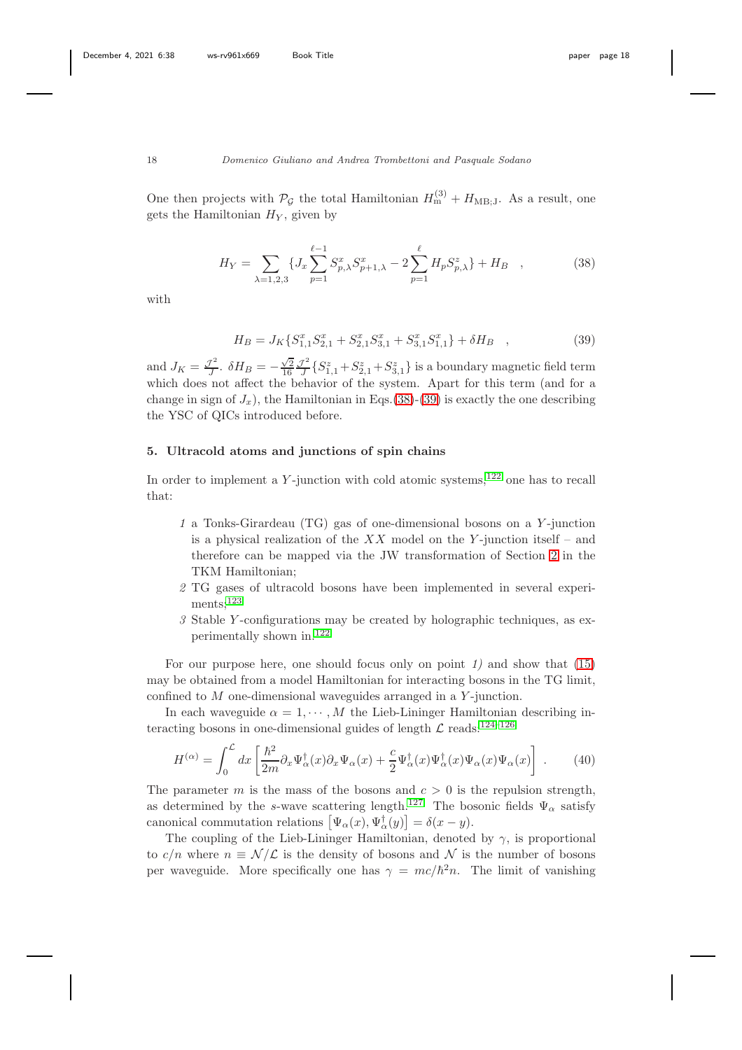One then projects with $\mathcal{P}_{\mathcal{G}}$ the total Hamiltonian $H_{\rm m}^{(3)} + H_{\rm MB;J}$. As a result, one gets the Hamiltonian $H_Y$, given by

$$H_Y = \sum_{\lambda=1,2,3} \{ J_x \sum_{p=1}^{\ell-1} S^x_{p,\lambda} S^x_{p+1,\lambda} - 2 \sum_{p=1}^{\ell} H_p S^z_{p,\lambda} \} + H_B \quad , \tag{38}$$

with

$$H_B = J_K \{ S^x_{1,1} S^x_{2,1} + S^x_{2,1} S^x_{3,1} + S^x_{3,1} S^x_{1,1} \} + \delta H_B \quad , \tag{39}$$

and $J_K = \frac{\mathcal{J}^2}{J}$. $\delta H_B = -\frac{\sqrt{2}}{16} \frac{\mathcal{J}^2}{J} \{ S^z_{1,1} + S^z_{2,1} + S^z_{3,1} \}$ is a boundary magnetic field term which does not affect the behavior of the system. Apart for this term (and for a change in sign of $J_x$), the Hamiltonian in Eqs.(38)-(39) is exactly the one describing the YSC of QICs introduced before.

## 5. Ultracold atoms and junctions of spin chains

In order to implement a $Y$-junction with cold atomic systems,[122] one has to recall that:

*1* a Tonks-Girardeau (TG) gas of one-dimensional bosons on a $Y$-junction is a physical realization of the $XX$ model on the $Y$-junction itself – and therefore can be mapped via the JW transformation of Section 2 in the TKM Hamiltonian;

*2* TG gases of ultracold bosons have been implemented in several experiments;[123]

*3* Stable $Y$-configurations may be created by holographic techniques, as experimentally shown in.[122]

For our purpose here, one should focus only on point *1)* and show that (15) may be obtained from a model Hamiltonian for interacting bosons in the TG limit, confined to $M$ one-dimensional waveguides arranged in a $Y$-junction.

In each waveguide $\alpha = 1, \cdots, M$ the Lieb-Lininger Hamiltonian describing interacting bosons in one-dimensional guides of length $\mathcal{L}$ reads:[124–126]

$$H^{(\alpha)} = \int_0^{\mathcal{L}} dx \left[ \frac{\hbar^2}{2m} \partial_x \Psi^\dagger_\alpha(x) \partial_x \Psi_\alpha(x) + \frac{c}{2} \Psi^\dagger_\alpha(x) \Psi^\dagger_\alpha(x) \Psi_\alpha(x) \Psi_\alpha(x) \right] \quad . \tag{40}$$

The parameter $m$ is the mass of the bosons and $c > 0$ is the repulsion strength, as determined by the $s$-wave scattering length.[127] The bosonic fields $\Psi_\alpha$ satisfy canonical commutation relations $\left[ \Psi_\alpha(x), \Psi^\dagger_\alpha(y) \right] = \delta(x-y)$.

The coupling of the Lieb-Lininger Hamiltonian, denoted by $\gamma$, is proportional to $c/n$ where $n \equiv \mathcal{N}/\mathcal{L}$ is the density of bosons and $\mathcal{N}$ is the number of bosons per waveguide. More specifically one has $\gamma = mc/\hbar^2 n$. The limit of vanishing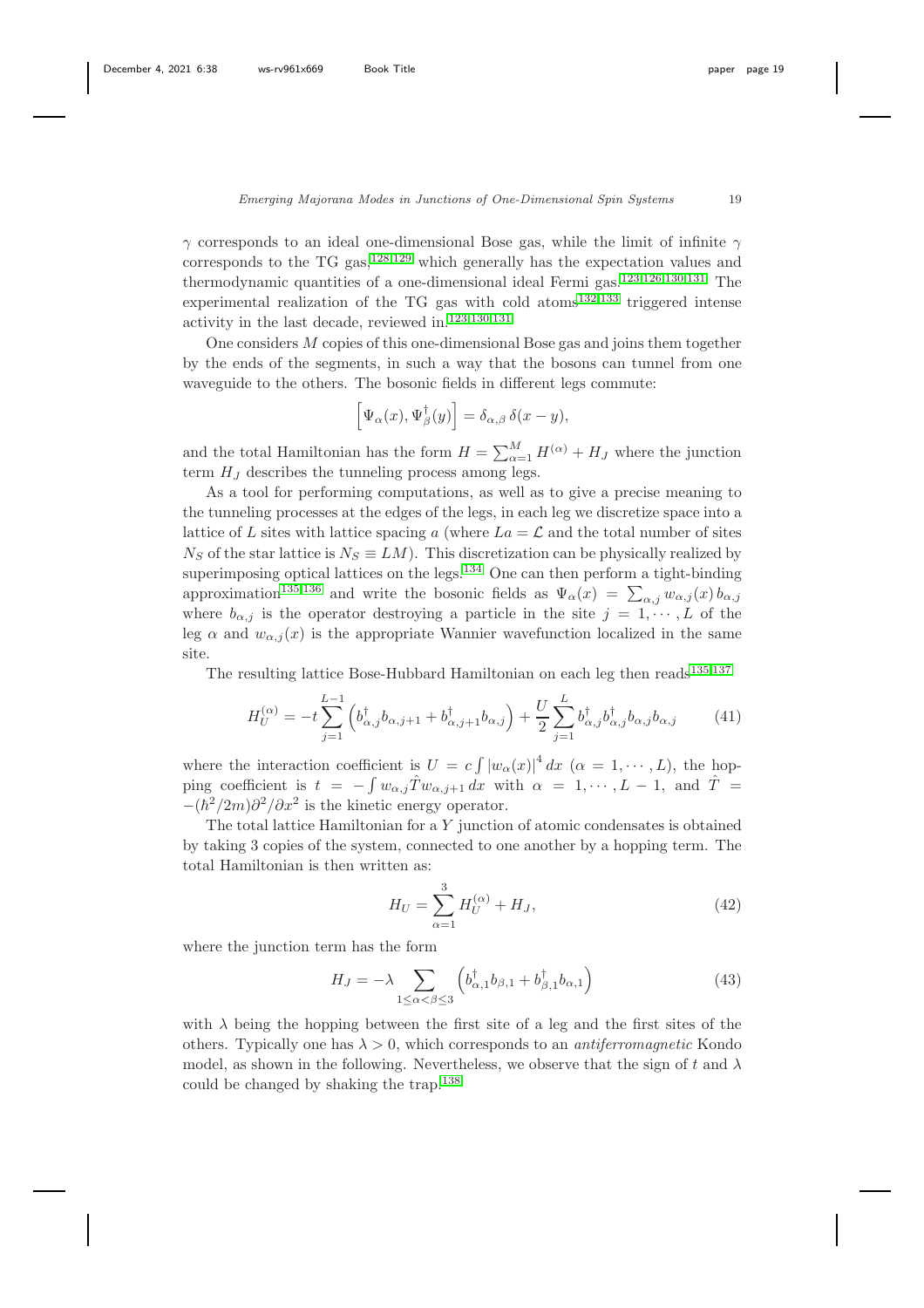$\gamma$ corresponds to an ideal one-dimensional Bose gas, while the limit of infinite $\gamma$ corresponds to the TG gas,[128,129] which generally has the expectation values and thermodynamic quantities of a one-dimensional ideal Fermi gas.[123,126,130,131] The experimental realization of the TG gas with cold atoms[132,133] triggered intense activity in the last decade, reviewed in.[123,130,131]

One considers $M$ copies of this one-dimensional Bose gas and joins them together by the ends of the segments, in such a way that the bosons can tunnel from one waveguide to the others. The bosonic fields in different legs commute:

$$\left[\Psi_\alpha(x), \Psi_\beta^\dagger(y)\right] = \delta_{\alpha,\beta}\, \delta(x-y),$$

and the total Hamiltonian has the form $H = \sum_{\alpha=1}^{M} H^{(\alpha)} + H_J$ where the junction term $H_J$ describes the tunneling process among legs.

As a tool for performing computations, as well as to give a precise meaning to the tunneling processes at the edges of the legs, in each leg we discretize space into a lattice of $L$ sites with lattice spacing $a$ (where $La = \mathcal{L}$ and the total number of sites $N_S$ of the star lattice is $N_S \equiv LM$). This discretization can be physically realized by superimposing optical lattices on the legs.[134] One can then perform a tight-binding approximation[135,136] and write the bosonic fields as $\Psi_\alpha(x) = \sum_{\alpha,j} w_{\alpha,j}(x)\, b_{\alpha,j}$ where $b_{\alpha,j}$ is the operator destroying a particle in the site $j = 1, \cdots, L$ of the leg $\alpha$ and $w_{\alpha,j}(x)$ is the appropriate Wannier wavefunction localized in the same site.

The resulting lattice Bose-Hubbard Hamiltonian on each leg then reads[135,137]

$$H_U^{(\alpha)} = -t \sum_{j=1}^{L-1} \left( b_{\alpha,j}^\dagger b_{\alpha,j+1} + b_{\alpha,j+1}^\dagger b_{\alpha,j} \right) + \frac{U}{2} \sum_{j=1}^{L} b_{\alpha,j}^\dagger b_{\alpha,j}^\dagger b_{\alpha,j} b_{\alpha,j} \tag{41}$$

where the interaction coefficient is $U = c \int |w_\alpha(x)|^4\, dx$ ($\alpha = 1, \cdots, L$), the hopping coefficient is $t = -\int w_{\alpha,j} \hat{T} w_{\alpha,j+1}\, dx$ with $\alpha = 1, \cdots, L-1$, and $\hat{T} = -(\hbar^2/2m)\partial^2/\partial x^2$ is the kinetic energy operator.

The total lattice Hamiltonian for a $Y$ junction of atomic condensates is obtained by taking 3 copies of the system, connected to one another by a hopping term. The total Hamiltonian is then written as:

$$H_U = \sum_{\alpha=1}^{3} H_U^{(\alpha)} + H_J, \tag{42}$$

where the junction term has the form

$$H_J = -\lambda \sum_{1 \le \alpha < \beta \le 3} \left( b_{\alpha,1}^\dagger b_{\beta,1} + b_{\beta,1}^\dagger b_{\alpha,1} \right) \tag{43}$$

with $\lambda$ being the hopping between the first site of a leg and the first sites of the others. Typically one has $\lambda > 0$, which corresponds to an *antiferromagnetic* Kondo model, as shown in the following. Nevertheless, we observe that the sign of $t$ and $\lambda$ could be changed by shaking the trap.[138]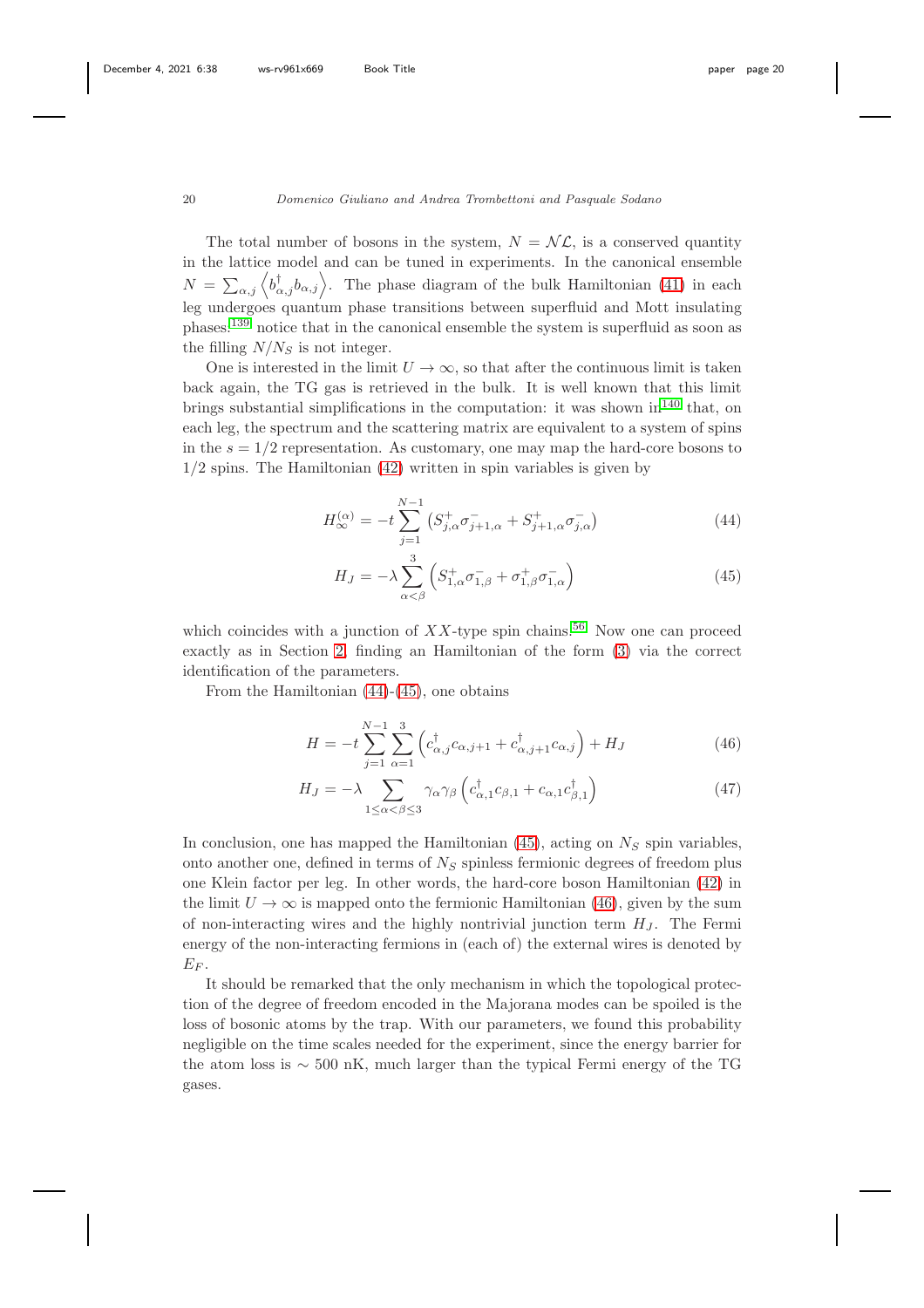The total number of bosons in the system, $N = \mathcal{N}\mathcal{L}$, is a conserved quantity in the lattice model and can be tuned in experiments. In the canonical ensemble $N = \sum_{\alpha,j} \left\langle b^{\dagger}_{\alpha,j} b_{\alpha,j} \right\rangle$. The phase diagram of the bulk Hamiltonian (41) in each leg undergoes quantum phase transitions between superfluid and Mott insulating phases:[139] notice that in the canonical ensemble the system is superfluid as soon as the filling $N/N_S$ is not integer.

One is interested in the limit $U \to \infty$, so that after the continuous limit is taken back again, the TG gas is retrieved in the bulk. It is well known that this limit brings substantial simplifications in the computation: it was shown in[140] that, on each leg, the spectrum and the scattering matrix are equivalent to a system of spins in the $s = 1/2$ representation. As customary, one may map the hard-core bosons to $1/2$ spins. The Hamiltonian (42) written in spin variables is given by

$$H^{(\alpha)}_{\infty} = -t \sum_{j=1}^{N-1} \left( S^{+}_{j,\alpha} \sigma^{-}_{j+1,\alpha} + S^{+}_{j+1,\alpha} \sigma^{-}_{j,\alpha} \right) \tag{44}$$

$$H_J = -\lambda \sum_{\alpha<\beta}^{3} \left( S^{+}_{1,\alpha} \sigma^{-}_{1,\beta} + \sigma^{+}_{1,\beta} \sigma^{-}_{1,\alpha} \right) \tag{45}$$

which coincides with a junction of $XX$-type spin chains.[56] Now one can proceed exactly as in Section 2, finding an Hamiltonian of the form (3) via the correct identification of the parameters.

From the Hamiltonian (44)-(45), one obtains

$$H = -t \sum_{j=1}^{N-1} \sum_{\alpha=1}^{3} \left( c^{\dagger}_{\alpha,j} c_{\alpha,j+1} + c^{\dagger}_{\alpha,j+1} c_{\alpha,j} \right) + H_J \tag{46}$$

$$H_J = -\lambda \sum_{1 \leq \alpha < \beta \leq 3} \gamma_\alpha \gamma_\beta \left( c^{\dagger}_{\alpha,1} c_{\beta,1} + c_{\alpha,1} c^{\dagger}_{\beta,1} \right) \tag{47}$$

In conclusion, one has mapped the Hamiltonian (45), acting on $N_S$ spin variables, onto another one, defined in terms of $N_S$ spinless fermionic degrees of freedom plus one Klein factor per leg. In other words, the hard-core boson Hamiltonian (42) in the limit $U \to \infty$ is mapped onto the fermionic Hamiltonian (46), given by the sum of non-interacting wires and the highly nontrivial junction term $H_J$. The Fermi energy of the non-interacting fermions in (each of) the external wires is denoted by $E_F$.

It should be remarked that the only mechanism in which the topological protection of the degree of freedom encoded in the Majorana modes can be spoiled is the loss of bosonic atoms by the trap. With our parameters, we found this probability negligible on the time scales needed for the experiment, since the energy barrier for the atom loss is $\sim 500$ nK, much larger than the typical Fermi energy of the TG gases.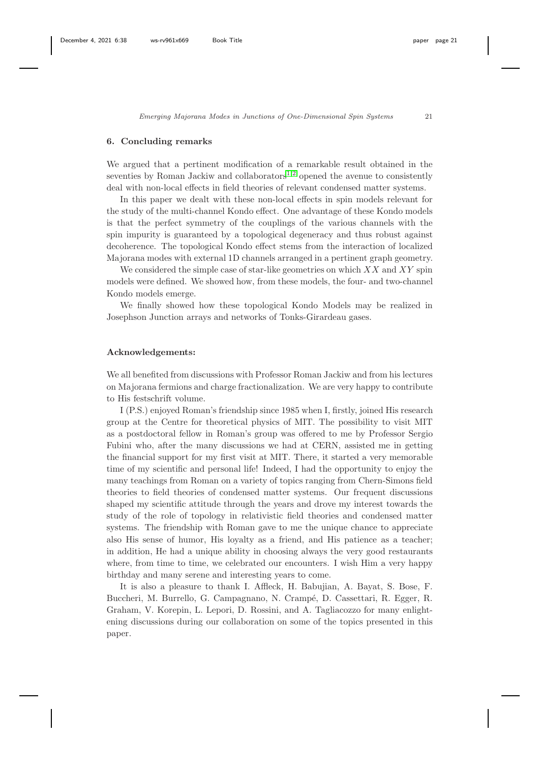## 6. Concluding remarks

We argued that a pertinent modification of a remarkable result obtained in the seventies by Roman Jackiw and collaborators[1,2] opened the avenue to consistently deal with non-local effects in field theories of relevant condensed matter systems.

In this paper we dealt with these non-local effects in spin models relevant for the study of the multi-channel Kondo effect. One advantage of these Kondo models is that the perfect symmetry of the couplings of the various channels with the spin impurity is guaranteed by a topological degeneracy and thus robust against decoherence. The topological Kondo effect stems from the interaction of localized Majorana modes with external 1D channels arranged in a pertinent graph geometry.

We considered the simple case of star-like geometries on which $XX$ and $XY$ spin models were defined. We showed how, from these models, the four- and two-channel Kondo models emerge.

We finally showed how these topological Kondo Models may be realized in Josephson Junction arrays and networks of Tonks-Girardeau gases.

### Acknowledgements:

We all benefited from discussions with Professor Roman Jackiw and from his lectures on Majorana fermions and charge fractionalization. We are very happy to contribute to His festschrift volume.

I (P.S.) enjoyed Roman's friendship since 1985 when I, firstly, joined His research group at the Centre for theoretical physics of MIT. The possibility to visit MIT as a postdoctoral fellow in Roman's group was offered to me by Professor Sergio Fubini who, after the many discussions we had at CERN, assisted me in getting the financial support for my first visit at MIT. There, it started a very memorable time of my scientific and personal life! Indeed, I had the opportunity to enjoy the many teachings from Roman on a variety of topics ranging from Chern-Simons field theories to field theories of condensed matter systems. Our frequent discussions shaped my scientific attitude through the years and drove my interest towards the study of the role of topology in relativistic field theories and condensed matter systems. The friendship with Roman gave to me the unique chance to appreciate also His sense of humor, His loyalty as a friend, and His patience as a teacher; in addition, He had a unique ability in choosing always the very good restaurants where, from time to time, we celebrated our encounters. I wish Him a very happy birthday and many serene and interesting years to come.

It is also a pleasure to thank I. Affleck, H. Babujian, A. Bayat, S. Bose, F. Buccheri, M. Burrello, G. Campagnano, N. Crampé, D. Cassettari, R. Egger, R. Graham, V. Korepin, L. Lepori, D. Rossini, and A. Tagliacozzo for many enlightening discussions during our collaboration on some of the topics presented in this paper.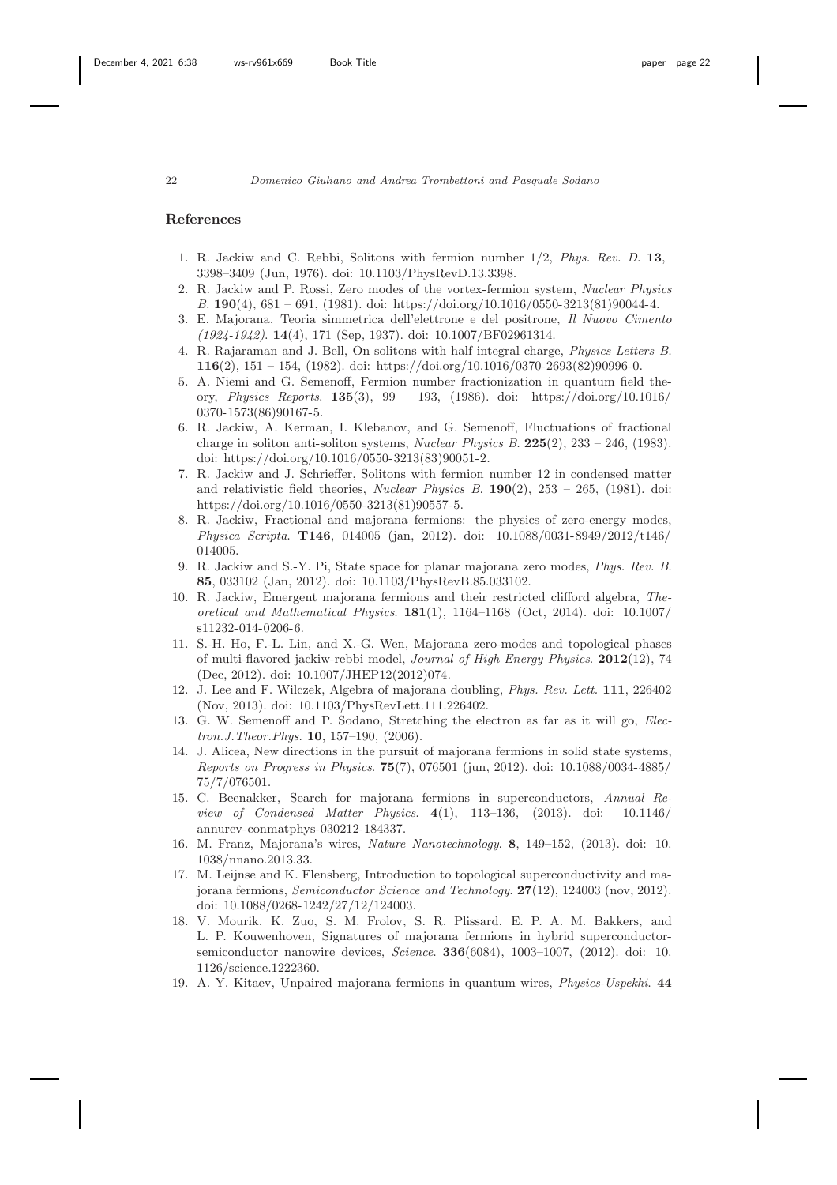## References

1. R. Jackiw and C. Rebbi, Solitons with fermion number 1/2, *Phys. Rev. D*. **13**, 3398–3409 (Jun, 1976). doi: 10.1103/PhysRevD.13.3398.
2. R. Jackiw and P. Rossi, Zero modes of the vortex-fermion system, *Nuclear Physics B*. **190**(4), 681 – 691, (1981). doi: https://doi.org/10.1016/0550-3213(81)90044-4.
3. E. Majorana, Teoria simmetrica dell'elettrone e del positrone, *Il Nuovo Cimento (1924-1942)*. **14**(4), 171 (Sep, 1937). doi: 10.1007/BF02961314.
4. R. Rajaraman and J. Bell, On solitons with half integral charge, *Physics Letters B*. **116**(2), 151 – 154, (1982). doi: https://doi.org/10.1016/0370-2693(82)90996-0.
5. A. Niemi and G. Semenoff, Fermion number fractionization in quantum field theory, *Physics Reports*. **135**(3), 99 – 193, (1986). doi: https://doi.org/10.1016/0370-1573(86)90167-5.
6. R. Jackiw, A. Kerman, I. Klebanov, and G. Semenoff, Fluctuations of fractional charge in soliton anti-soliton systems, *Nuclear Physics B*. **225**(2), 233 – 246, (1983). doi: https://doi.org/10.1016/0550-3213(83)90051-2.
7. R. Jackiw and J. Schrieffer, Solitons with fermion number 12 in condensed matter and relativistic field theories, *Nuclear Physics B*. **190**(2), 253 – 265, (1981). doi: https://doi.org/10.1016/0550-3213(81)90557-5.
8. R. Jackiw, Fractional and majorana fermions: the physics of zero-energy modes, *Physica Scripta*. **T146**, 014005 (jan, 2012). doi: 10.1088/0031-8949/2012/t146/014005.
9. R. Jackiw and S.-Y. Pi, State space for planar majorana zero modes, *Phys. Rev. B*. **85**, 033102 (Jan, 2012). doi: 10.1103/PhysRevB.85.033102.
10. R. Jackiw, Emergent majorana fermions and their restricted clifford algebra, *Theoretical and Mathematical Physics*. **181**(1), 1164–1168 (Oct, 2014). doi: 10.1007/s11232-014-0206-6.
11. S.-H. Ho, F.-L. Lin, and X.-G. Wen, Majorana zero-modes and topological phases of multi-flavored jackiw-rebbi model, *Journal of High Energy Physics*. **2012**(12), 74 (Dec, 2012). doi: 10.1007/JHEP12(2012)074.
12. J. Lee and F. Wilczek, Algebra of majorana doubling, *Phys. Rev. Lett*. **111**, 226402 (Nov, 2013). doi: 10.1103/PhysRevLett.111.226402.
13. G. W. Semenoff and P. Sodano, Stretching the electron as far as it will go, *Electron.J.Theor.Phys*. **10**, 157–190, (2006).
14. J. Alicea, New directions in the pursuit of majorana fermions in solid state systems, *Reports on Progress in Physics*. **75**(7), 076501 (jun, 2012). doi: 10.1088/0034-4885/75/7/076501.
15. C. Beenakker, Search for majorana fermions in superconductors, *Annual Review of Condensed Matter Physics*. **4**(1), 113–136, (2013). doi: 10.1146/annurev-conmatphys-030212-184337.
16. M. Franz, Majorana's wires, *Nature Nanotechnology*. **8**, 149–152, (2013). doi: 10.1038/nnano.2013.33.
17. M. Leijnse and K. Flensberg, Introduction to topological superconductivity and majorana fermions, *Semiconductor Science and Technology*. **27**(12), 124003 (nov, 2012). doi: 10.1088/0268-1242/27/12/124003.
18. V. Mourik, K. Zuo, S. M. Frolov, S. R. Plissard, E. P. A. M. Bakkers, and L. P. Kouwenhoven, Signatures of majorana fermions in hybrid superconductor-semiconductor nanowire devices, *Science*. **336**(6084), 1003–1007, (2012). doi: 10.1126/science.1222360.
19. A. Y. Kitaev, Unpaired majorana fermions in quantum wires, *Physics-Uspekhi*. **44**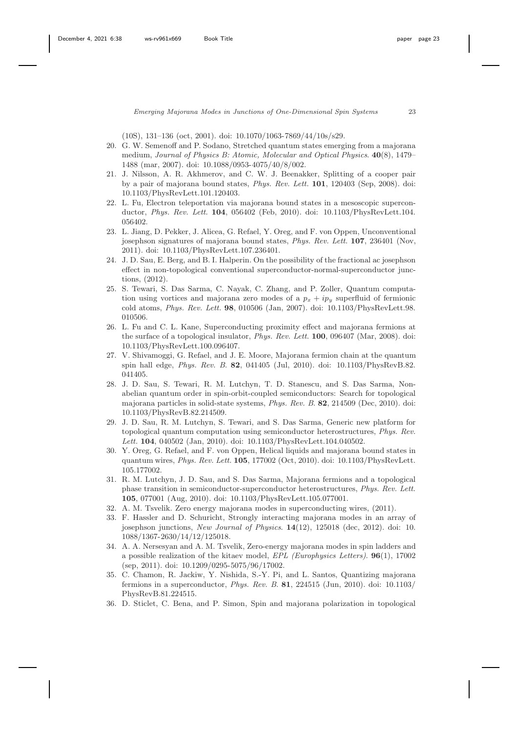(10S), 131–136 (oct, 2001). doi: 10.1070/1063-7869/44/10s/s29.

20. G. W. Semenoff and P. Sodano, Stretched quantum states emerging from a majorana medium, *Journal of Physics B: Atomic, Molecular and Optical Physics*. **40**(8), 1479–1488 (mar, 2007). doi: 10.1088/0953-4075/40/8/002.
21. J. Nilsson, A. R. Akhmerov, and C. W. J. Beenakker, Splitting of a cooper pair by a pair of majorana bound states, *Phys. Rev. Lett.* **101**, 120403 (Sep, 2008). doi: 10.1103/PhysRevLett.101.120403.
22. L. Fu, Electron teleportation via majorana bound states in a mesoscopic superconductor, *Phys. Rev. Lett.* **104**, 056402 (Feb, 2010). doi: 10.1103/PhysRevLett.104.056402.
23. L. Jiang, D. Pekker, J. Alicea, G. Refael, Y. Oreg, and F. von Oppen, Unconventional josephson signatures of majorana bound states, *Phys. Rev. Lett.* **107**, 236401 (Nov, 2011). doi: 10.1103/PhysRevLett.107.236401.
24. J. D. Sau, E. Berg, and B. I. Halperin. On the possibility of the fractional ac josephson effect in non-topological conventional superconductor-normal-superconductor junctions, (2012).
25. S. Tewari, S. Das Sarma, C. Nayak, C. Zhang, and P. Zoller, Quantum computation using vortices and majorana zero modes of a $p_x + ip_y$ superfluid of fermionic cold atoms, *Phys. Rev. Lett.* **98**, 010506 (Jan, 2007). doi: 10.1103/PhysRevLett.98.010506.
26. L. Fu and C. L. Kane, Superconducting proximity effect and majorana fermions at the surface of a topological insulator, *Phys. Rev. Lett.* **100**, 096407 (Mar, 2008). doi: 10.1103/PhysRevLett.100.096407.
27. V. Shivamoggi, G. Refael, and J. E. Moore, Majorana fermion chain at the quantum spin hall edge, *Phys. Rev. B.* **82**, 041405 (Jul, 2010). doi: 10.1103/PhysRevB.82.041405.
28. J. D. Sau, S. Tewari, R. M. Lutchyn, T. D. Stanescu, and S. Das Sarma, Non-abelian quantum order in spin-orbit-coupled semiconductors: Search for topological majorana particles in solid-state systems, *Phys. Rev. B.* **82**, 214509 (Dec, 2010). doi: 10.1103/PhysRevB.82.214509.
29. J. D. Sau, R. M. Lutchyn, S. Tewari, and S. Das Sarma, Generic new platform for topological quantum computation using semiconductor heterostructures, *Phys. Rev. Lett.* **104**, 040502 (Jan, 2010). doi: 10.1103/PhysRevLett.104.040502.
30. Y. Oreg, G. Refael, and F. von Oppen, Helical liquids and majorana bound states in quantum wires, *Phys. Rev. Lett.* **105**, 177002 (Oct, 2010). doi: 10.1103/PhysRevLett.105.177002.
31. R. M. Lutchyn, J. D. Sau, and S. Das Sarma, Majorana fermions and a topological phase transition in semiconductor-superconductor heterostructures, *Phys. Rev. Lett.* **105**, 077001 (Aug, 2010). doi: 10.1103/PhysRevLett.105.077001.
32. A. M. Tsvelik. Zero energy majorana modes in superconducting wires, (2011).
33. F. Hassler and D. Schuricht, Strongly interacting majorana modes in an array of josephson junctions, *New Journal of Physics*. **14**(12), 125018 (dec, 2012). doi: 10.1088/1367-2630/14/12/125018.
34. A. A. Nersesyan and A. M. Tsvelik, Zero-energy majorana modes in spin ladders and a possible realization of the kitaev model, *EPL (Europhysics Letters)*. **96**(1), 17002 (sep, 2011). doi: 10.1209/0295-5075/96/17002.
35. C. Chamon, R. Jackiw, Y. Nishida, S.-Y. Pi, and L. Santos, Quantizing majorana fermions in a superconductor, *Phys. Rev. B.* **81**, 224515 (Jun, 2010). doi: 10.1103/PhysRevB.81.224515.
36. D. Sticlet, C. Bena, and P. Simon, Spin and majorana polarization in topological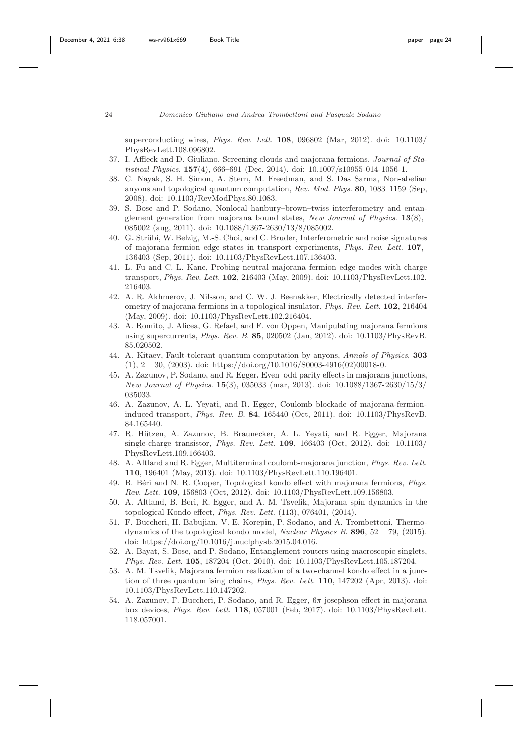superconducting wires, *Phys. Rev. Lett.* **108**, 096802 (Mar, 2012). doi: 10.1103/PhysRevLett.108.096802.

37. I. Affleck and D. Giuliano, Screening clouds and majorana fermions, *Journal of Statistical Physics.* **157**(4), 666–691 (Dec, 2014). doi: 10.1007/s10955-014-1056-1.
38. C. Nayak, S. H. Simon, A. Stern, M. Freedman, and S. Das Sarma, Non-abelian anyons and topological quantum computation, *Rev. Mod. Phys.* **80**, 1083–1159 (Sep, 2008). doi: 10.1103/RevModPhys.80.1083.
39. S. Bose and P. Sodano, Nonlocal hanbury–brown–twiss interferometry and entanglement generation from majorana bound states, *New Journal of Physics*. **13**(8), 085002 (aug, 2011). doi: 10.1088/1367-2630/13/8/085002.
40. G. Strübi, W. Belzig, M.-S. Choi, and C. Bruder, Interferometric and noise signatures of majorana fermion edge states in transport experiments, *Phys. Rev. Lett.* **107**, 136403 (Sep, 2011). doi: 10.1103/PhysRevLett.107.136403.
41. L. Fu and C. L. Kane, Probing neutral majorana fermion edge modes with charge transport, *Phys. Rev. Lett.* **102**, 216403 (May, 2009). doi: 10.1103/PhysRevLett.102.216403.
42. A. R. Akhmerov, J. Nilsson, and C. W. J. Beenakker, Electrically detected interferometry of majorana fermions in a topological insulator, *Phys. Rev. Lett.* **102**, 216404 (May, 2009). doi: 10.1103/PhysRevLett.102.216404.
43. A. Romito, J. Alicea, G. Refael, and F. von Oppen, Manipulating majorana fermions using supercurrents, *Phys. Rev. B.* **85**, 020502 (Jan, 2012). doi: 10.1103/PhysRevB.85.020502.
44. A. Kitaev, Fault-tolerant quantum computation by anyons, *Annals of Physics*. **303** (1), 2 – 30, (2003). doi: https://doi.org/10.1016/S0003-4916(02)00018-0.
45. A. Zazunov, P. Sodano, and R. Egger, Even–odd parity effects in majorana junctions, *New Journal of Physics*. **15**(3), 035033 (mar, 2013). doi: 10.1088/1367-2630/15/3/035033.
46. A. Zazunov, A. L. Yeyati, and R. Egger, Coulomb blockade of majorana-fermion-induced transport, *Phys. Rev. B.* **84**, 165440 (Oct, 2011). doi: 10.1103/PhysRevB.84.165440.
47. R. Hützen, A. Zazunov, B. Braunecker, A. L. Yeyati, and R. Egger, Majorana single-charge transistor, *Phys. Rev. Lett.* **109**, 166403 (Oct, 2012). doi: 10.1103/PhysRevLett.109.166403.
48. A. Altland and R. Egger, Multiterminal coulomb-majorana junction, *Phys. Rev. Lett.* **110**, 196401 (May, 2013). doi: 10.1103/PhysRevLett.110.196401.
49. B. Béri and N. R. Cooper, Topological kondo effect with majorana fermions, *Phys. Rev. Lett.* **109**, 156803 (Oct, 2012). doi: 10.1103/PhysRevLett.109.156803.
50. A. Altland, B. Beri, R. Egger, and A. M. Tsvelik, Majorana spin dynamics in the topological Kondo effect, *Phys. Rev. Lett.* (113), 076401, (2014).
51. F. Buccheri, H. Babujian, V. E. Korepin, P. Sodano, and A. Trombettoni, Thermodynamics of the topological kondo model, *Nuclear Physics B*. **896**, 52 – 79, (2015). doi: https://doi.org/10.1016/j.nuclphysb.2015.04.016.
52. A. Bayat, S. Bose, and P. Sodano, Entanglement routers using macroscopic singlets, *Phys. Rev. Lett.* **105**, 187204 (Oct, 2010). doi: 10.1103/PhysRevLett.105.187204.
53. A. M. Tsvelik, Majorana fermion realization of a two-channel kondo effect in a junction of three quantum ising chains, *Phys. Rev. Lett.* **110**, 147202 (Apr, 2013). doi: 10.1103/PhysRevLett.110.147202.
54. A. Zazunov, F. Buccheri, P. Sodano, and R. Egger, $6\pi$ josephson effect in majorana box devices, *Phys. Rev. Lett.* **118**, 057001 (Feb, 2017). doi: 10.1103/PhysRevLett.118.057001.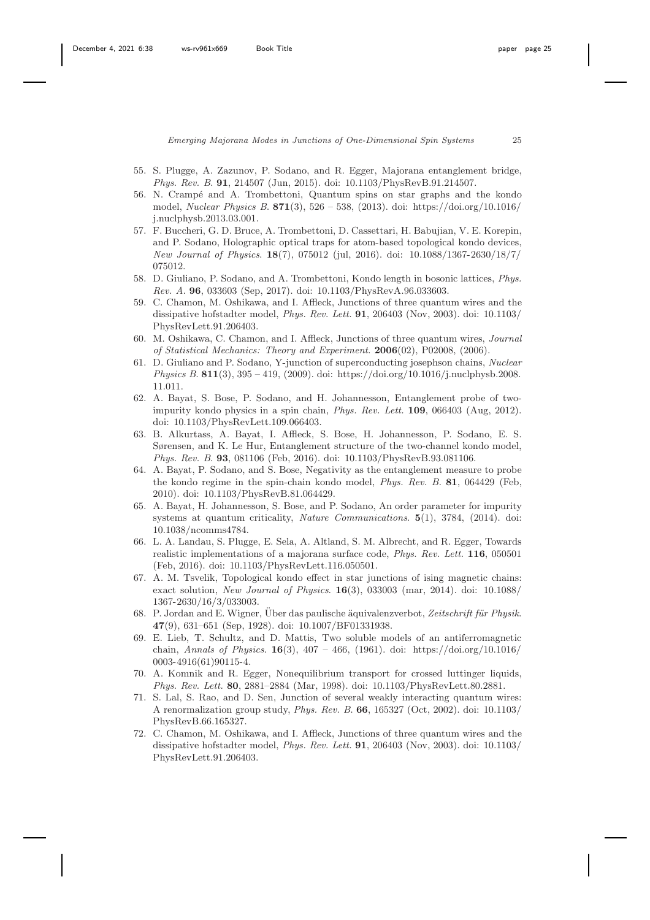55. S. Plugge, A. Zazunov, P. Sodano, and R. Egger, Majorana entanglement bridge, *Phys. Rev. B*. **91**, 214507 (Jun, 2015). doi: 10.1103/PhysRevB.91.214507.
56. N. Crampé and A. Trombettoni, Quantum spins on star graphs and the kondo model, *Nuclear Physics B*. **871**(3), 526 – 538, (2013). doi: https://doi.org/10.1016/j.nuclphysb.2013.03.001.
57. F. Buccheri, G. D. Bruce, A. Trombettoni, D. Cassettari, H. Babujian, V. E. Korepin, and P. Sodano, Holographic optical traps for atom-based topological kondo devices, *New Journal of Physics*. **18**(7), 075012 (jul, 2016). doi: 10.1088/1367-2630/18/7/075012.
58. D. Giuliano, P. Sodano, and A. Trombettoni, Kondo length in bosonic lattices, *Phys. Rev. A*. **96**, 033603 (Sep, 2017). doi: 10.1103/PhysRevA.96.033603.
59. C. Chamon, M. Oshikawa, and I. Affleck, Junctions of three quantum wires and the dissipative hofstadter model, *Phys. Rev. Lett.* **91**, 206403 (Nov, 2003). doi: 10.1103/PhysRevLett.91.206403.
60. M. Oshikawa, C. Chamon, and I. Affleck, Junctions of three quantum wires, *Journal of Statistical Mechanics: Theory and Experiment*. **2006**(02), P02008, (2006).
61. D. Giuliano and P. Sodano, Y-junction of superconducting josephson chains, *Nuclear Physics B*. **811**(3), 395 – 419, (2009). doi: https://doi.org/10.1016/j.nuclphysb.2008.11.011.
62. A. Bayat, S. Bose, P. Sodano, and H. Johannesson, Entanglement probe of two-impurity kondo physics in a spin chain, *Phys. Rev. Lett.* **109**, 066403 (Aug, 2012). doi: 10.1103/PhysRevLett.109.066403.
63. B. Alkurtass, A. Bayat, I. Affleck, S. Bose, H. Johannesson, P. Sodano, E. S. Sørensen, and K. Le Hur, Entanglement structure of the two-channel kondo model, *Phys. Rev. B*. **93**, 081106 (Feb, 2016). doi: 10.1103/PhysRevB.93.081106.
64. A. Bayat, P. Sodano, and S. Bose, Negativity as the entanglement measure to probe the kondo regime in the spin-chain kondo model, *Phys. Rev. B*. **81**, 064429 (Feb, 2010). doi: 10.1103/PhysRevB.81.064429.
65. A. Bayat, H. Johannesson, S. Bose, and P. Sodano, An order parameter for impurity systems at quantum criticality, *Nature Communications*. **5**(1), 3784, (2014). doi: 10.1038/ncomms4784.
66. L. A. Landau, S. Plugge, E. Sela, A. Altland, S. M. Albrecht, and R. Egger, Towards realistic implementations of a majorana surface code, *Phys. Rev. Lett.* **116**, 050501 (Feb, 2016). doi: 10.1103/PhysRevLett.116.050501.
67. A. M. Tsvelik, Topological kondo effect in star junctions of ising magnetic chains: exact solution, *New Journal of Physics*. **16**(3), 033003 (mar, 2014). doi: 10.1088/1367-2630/16/3/033003.
68. P. Jordan and E. Wigner, Über das paulische äquivalenzverbot, *Zeitschrift für Physik*. **47**(9), 631–651 (Sep, 1928). doi: 10.1007/BF01331938.
69. E. Lieb, T. Schultz, and D. Mattis, Two soluble models of an antiferromagnetic chain, *Annals of Physics*. **16**(3), 407 – 466, (1961). doi: https://doi.org/10.1016/0003-4916(61)90115-4.
70. A. Komnik and R. Egger, Nonequilibrium transport for crossed luttinger liquids, *Phys. Rev. Lett.* **80**, 2881–2884 (Mar, 1998). doi: 10.1103/PhysRevLett.80.2881.
71. S. Lal, S. Rao, and D. Sen, Junction of several weakly interacting quantum wires: A renormalization group study, *Phys. Rev. B*. **66**, 165327 (Oct, 2002). doi: 10.1103/PhysRevB.66.165327.
72. C. Chamon, M. Oshikawa, and I. Affleck, Junctions of three quantum wires and the dissipative hofstadter model, *Phys. Rev. Lett.* **91**, 206403 (Nov, 2003). doi: 10.1103/PhysRevLett.91.206403.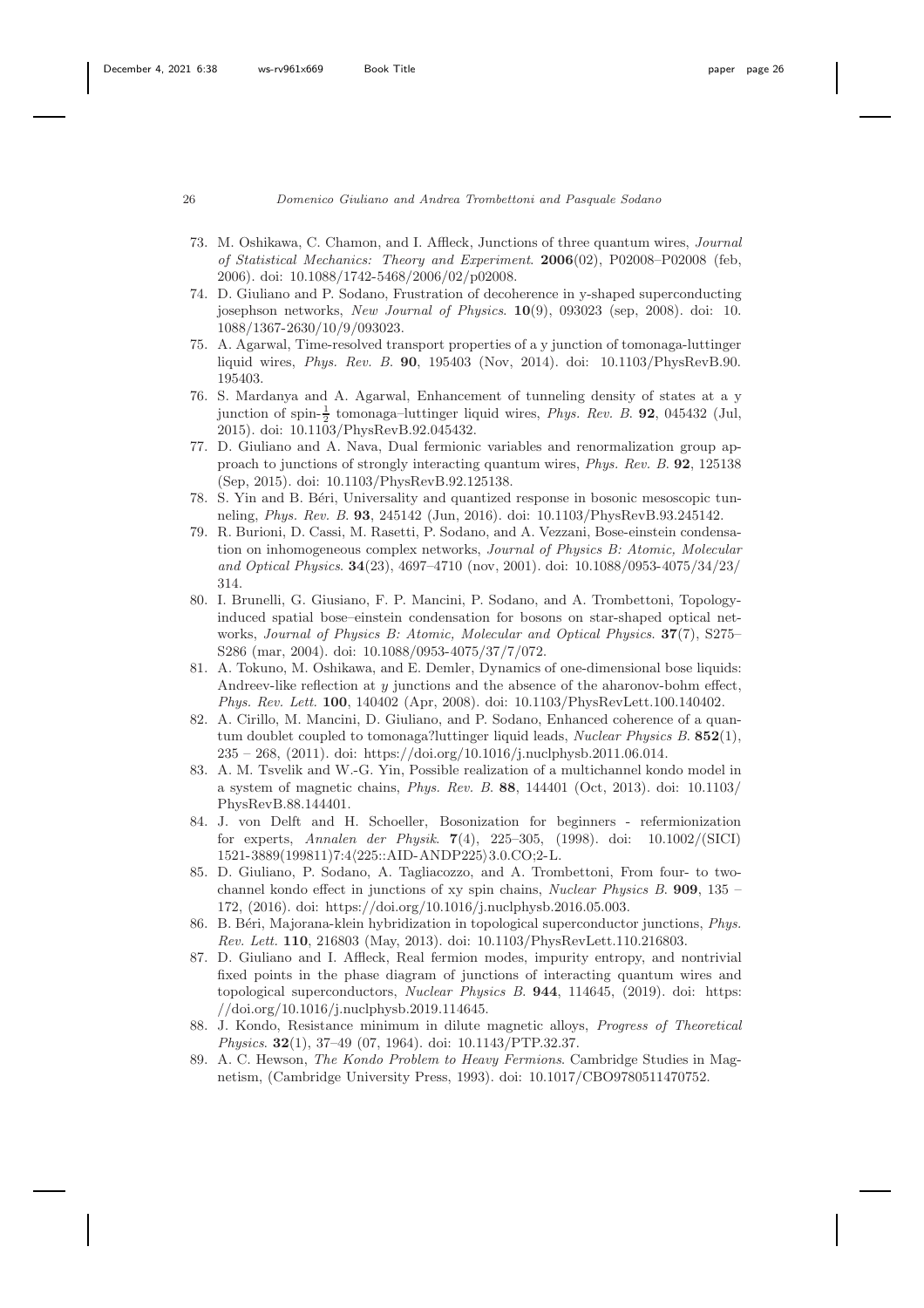73. M. Oshikawa, C. Chamon, and I. Affleck, Junctions of three quantum wires, *Journal of Statistical Mechanics: Theory and Experiment*. **2006**(02), P02008–P02008 (feb, 2006). doi: 10.1088/1742-5468/2006/02/p02008.
74. D. Giuliano and P. Sodano, Frustration of decoherence in y-shaped superconducting josephson networks, *New Journal of Physics*. **10**(9), 093023 (sep, 2008). doi: 10.1088/1367-2630/10/9/093023.
75. A. Agarwal, Time-resolved transport properties of a y junction of tomonaga-luttinger liquid wires, *Phys. Rev. B*. **90**, 195403 (Nov, 2014). doi: 10.1103/PhysRevB.90.195403.
76. S. Mardanya and A. Agarwal, Enhancement of tunneling density of states at a y junction of spin-$\frac{1}{2}$ tomonaga–luttinger liquid wires, *Phys. Rev. B*. **92**, 045432 (Jul, 2015). doi: 10.1103/PhysRevB.92.045432.
77. D. Giuliano and A. Nava, Dual fermionic variables and renormalization group approach to junctions of strongly interacting quantum wires, *Phys. Rev. B*. **92**, 125138 (Sep, 2015). doi: 10.1103/PhysRevB.92.125138.
78. S. Yin and B. Béri, Universality and quantized response in bosonic mesoscopic tunneling, *Phys. Rev. B*. **93**, 245142 (Jun, 2016). doi: 10.1103/PhysRevB.93.245142.
79. R. Burioni, D. Cassi, M. Rasetti, P. Sodano, and A. Vezzani, Bose-einstein condensation on inhomogeneous complex networks, *Journal of Physics B: Atomic, Molecular and Optical Physics*. **34**(23), 4697–4710 (nov, 2001). doi: 10.1088/0953-4075/34/23/314.
80. I. Brunelli, G. Giusiano, F. P. Mancini, P. Sodano, and A. Trombettoni, Topology-induced spatial bose–einstein condensation for bosons on star-shaped optical networks, *Journal of Physics B: Atomic, Molecular and Optical Physics*. **37**(7), S275–S286 (mar, 2004). doi: 10.1088/0953-4075/37/7/072.
81. A. Tokuno, M. Oshikawa, and E. Demler, Dynamics of one-dimensional bose liquids: Andreev-like reflection at *y* junctions and the absence of the aharonov-bohm effect, *Phys. Rev. Lett.* **100**, 140402 (Apr, 2008). doi: 10.1103/PhysRevLett.100.140402.
82. A. Cirillo, M. Mancini, D. Giuliano, and P. Sodano, Enhanced coherence of a quantum doublet coupled to tomonaga?luttinger liquid leads, *Nuclear Physics B*. **852**(1), 235 – 268, (2011). doi: https://doi.org/10.1016/j.nuclphysb.2011.06.014.
83. A. M. Tsvelik and W.-G. Yin, Possible realization of a multichannel kondo model in a system of magnetic chains, *Phys. Rev. B*. **88**, 144401 (Oct, 2013). doi: 10.1103/PhysRevB.88.144401.
84. J. von Delft and H. Schoeller, Bosonization for beginners - refermionization for experts, *Annalen der Physik*. **7**(4), 225–305, (1998). doi: 10.1002/(SICI)1521-3889(199811)7:4⟨225::AID-ANDP225⟩3.0.CO;2-L.
85. D. Giuliano, P. Sodano, A. Tagliacozzo, and A. Trombettoni, From four- to two-channel kondo effect in junctions of xy spin chains, *Nuclear Physics B*. **909**, 135 – 172, (2016). doi: https://doi.org/10.1016/j.nuclphysb.2016.05.003.
86. B. Béri, Majorana-klein hybridization in topological superconductor junctions, *Phys. Rev. Lett.* **110**, 216803 (May, 2013). doi: 10.1103/PhysRevLett.110.216803.
87. D. Giuliano and I. Affleck, Real fermion modes, impurity entropy, and nontrivial fixed points in the phase diagram of junctions of interacting quantum wires and topological superconductors, *Nuclear Physics B*. **944**, 114645, (2019). doi: https://doi.org/10.1016/j.nuclphysb.2019.114645.
88. J. Kondo, Resistance minimum in dilute magnetic alloys, *Progress of Theoretical Physics*. **32**(1), 37–49 (07, 1964). doi: 10.1143/PTP.32.37.
89. A. C. Hewson, *The Kondo Problem to Heavy Fermions*. Cambridge Studies in Magnetism, (Cambridge University Press, 1993). doi: 10.1017/CBO9780511470752.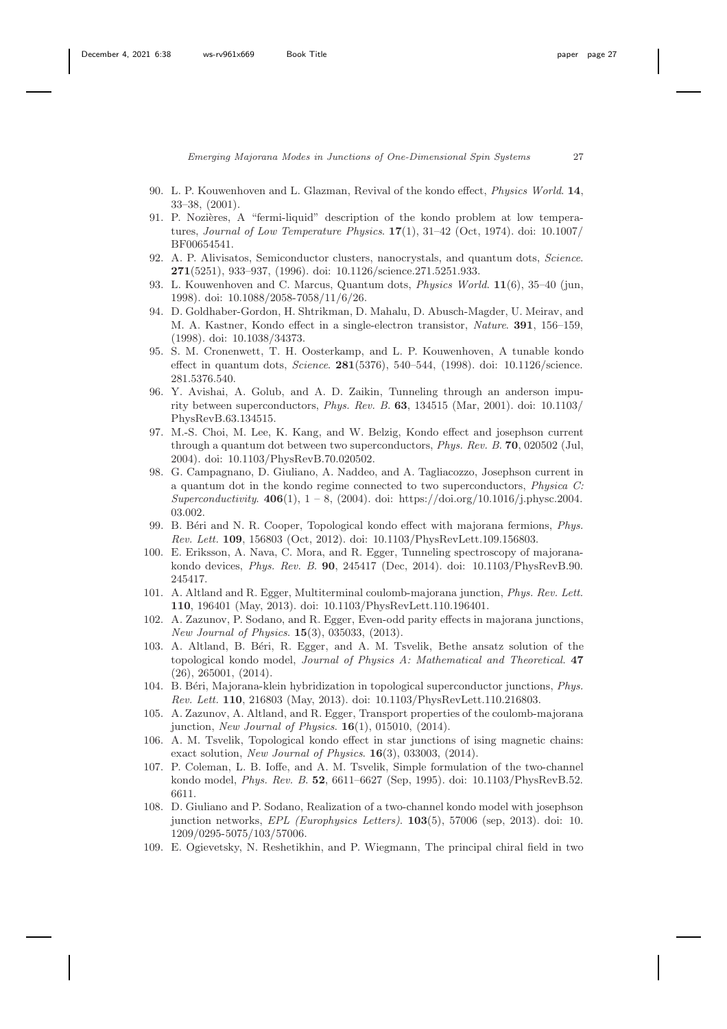90. L. P. Kouwenhoven and L. Glazman, Revival of the kondo effect, *Physics World*. **14**, 33–38, (2001).
91. P. Nozières, A "fermi-liquid" description of the kondo problem at low temperatures, *Journal of Low Temperature Physics*. **17**(1), 31–42 (Oct, 1974). doi: 10.1007/BF00654541.
92. A. P. Alivisatos, Semiconductor clusters, nanocrystals, and quantum dots, *Science*. **271**(5251), 933–937, (1996). doi: 10.1126/science.271.5251.933.
93. L. Kouwenhoven and C. Marcus, Quantum dots, *Physics World*. **11**(6), 35–40 (jun, 1998). doi: 10.1088/2058-7058/11/6/26.
94. D. Goldhaber-Gordon, H. Shtrikman, D. Mahalu, D. Abusch-Magder, U. Meirav, and M. A. Kastner, Kondo effect in a single-electron transistor, *Nature*. **391**, 156–159, (1998). doi: 10.1038/34373.
95. S. M. Cronenwett, T. H. Oosterkamp, and L. P. Kouwenhoven, A tunable kondo effect in quantum dots, *Science*. **281**(5376), 540–544, (1998). doi: 10.1126/science.281.5376.540.
96. Y. Avishai, A. Golub, and A. D. Zaikin, Tunneling through an anderson impurity between superconductors, *Phys. Rev. B*. **63**, 134515 (Mar, 2001). doi: 10.1103/PhysRevB.63.134515.
97. M.-S. Choi, M. Lee, K. Kang, and W. Belzig, Kondo effect and josephson current through a quantum dot between two superconductors, *Phys. Rev. B*. **70**, 020502 (Jul, 2004). doi: 10.1103/PhysRevB.70.020502.
98. G. Campagnano, D. Giuliano, A. Naddeo, and A. Tagliacozzo, Josephson current in a quantum dot in the kondo regime connected to two superconductors, *Physica C: Superconductivity*. **406**(1), 1 – 8, (2004). doi: https://doi.org/10.1016/j.physc.2004.03.002.
99. B. Béri and N. R. Cooper, Topological kondo effect with majorana fermions, *Phys. Rev. Lett.* **109**, 156803 (Oct, 2012). doi: 10.1103/PhysRevLett.109.156803.
100. E. Eriksson, A. Nava, C. Mora, and R. Egger, Tunneling spectroscopy of majorana-kondo devices, *Phys. Rev. B*. **90**, 245417 (Dec, 2014). doi: 10.1103/PhysRevB.90.245417.
101. A. Altland and R. Egger, Multiterminal coulomb-majorana junction, *Phys. Rev. Lett.* **110**, 196401 (May, 2013). doi: 10.1103/PhysRevLett.110.196401.
102. A. Zazunov, P. Sodano, and R. Egger, Even-odd parity effects in majorana junctions, *New Journal of Physics*. **15**(3), 035033, (2013).
103. A. Altland, B. Béri, R. Egger, and A. M. Tsvelik, Bethe ansatz solution of the topological kondo model, *Journal of Physics A: Mathematical and Theoretical*. **47** (26), 265001, (2014).
104. B. Béri, Majorana-klein hybridization in topological superconductor junctions, *Phys. Rev. Lett.* **110**, 216803 (May, 2013). doi: 10.1103/PhysRevLett.110.216803.
105. A. Zazunov, A. Altland, and R. Egger, Transport properties of the coulomb-majorana junction, *New Journal of Physics*. **16**(1), 015010, (2014).
106. A. M. Tsvelik, Topological kondo effect in star junctions of ising magnetic chains: exact solution, *New Journal of Physics*. **16**(3), 033003, (2014).
107. P. Coleman, L. B. Ioffe, and A. M. Tsvelik, Simple formulation of the two-channel kondo model, *Phys. Rev. B*. **52**, 6611–6627 (Sep, 1995). doi: 10.1103/PhysRevB.52.6611.
108. D. Giuliano and P. Sodano, Realization of a two-channel kondo model with josephson junction networks, *EPL (Europhysics Letters)*. **103**(5), 57006 (sep, 2013). doi: 10.1209/0295-5075/103/57006.
109. E. Ogievetsky, N. Reshetikhin, and P. Wiegmann, The principal chiral field in two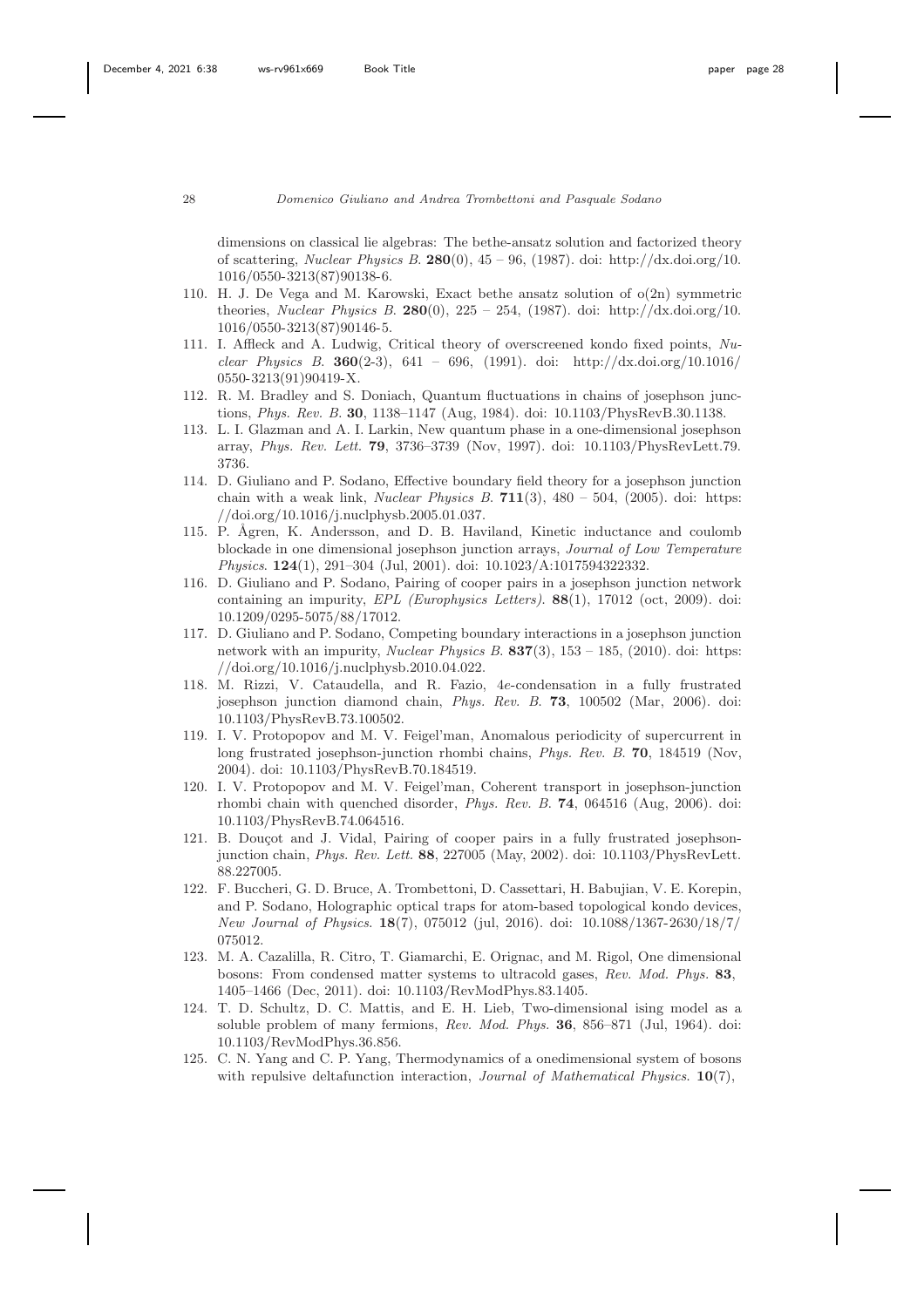dimensions on classical lie algebras: The bethe-ansatz solution and factorized theory of scattering, *Nuclear Physics B*. **280**(0), 45 – 96, (1987). doi: http://dx.doi.org/10.1016/0550-3213(87)90138-6.

110. H. J. De Vega and M. Karowski, Exact bethe ansatz solution of o(2n) symmetric theories, *Nuclear Physics B*. **280**(0), 225 – 254, (1987). doi: http://dx.doi.org/10.1016/0550-3213(87)90146-5.
111. I. Affleck and A. Ludwig, Critical theory of overscreened kondo fixed points, *Nuclear Physics B*. **360**(2-3), 641 – 696, (1991). doi: http://dx.doi.org/10.1016/0550-3213(91)90419-X.
112. R. M. Bradley and S. Doniach, Quantum fluctuations in chains of josephson junctions, *Phys. Rev. B*. **30**, 1138–1147 (Aug, 1984). doi: 10.1103/PhysRevB.30.1138.
113. L. I. Glazman and A. I. Larkin, New quantum phase in a one-dimensional josephson array, *Phys. Rev. Lett.* **79**, 3736–3739 (Nov, 1997). doi: 10.1103/PhysRevLett.79.3736.
114. D. Giuliano and P. Sodano, Effective boundary field theory for a josephson junction chain with a weak link, *Nuclear Physics B*. **711**(3), 480 – 504, (2005). doi: https://doi.org/10.1016/j.nuclphysb.2005.01.037.
115. P. Ågren, K. Andersson, and D. B. Haviland, Kinetic inductance and coulomb blockade in one dimensional josephson junction arrays, *Journal of Low Temperature Physics*. **124**(1), 291–304 (Jul, 2001). doi: 10.1023/A:1017594322332.
116. D. Giuliano and P. Sodano, Pairing of cooper pairs in a josephson junction network containing an impurity, *EPL (Europhysics Letters)*. **88**(1), 17012 (oct, 2009). doi: 10.1209/0295-5075/88/17012.
117. D. Giuliano and P. Sodano, Competing boundary interactions in a josephson junction network with an impurity, *Nuclear Physics B*. **837**(3), 153 – 185, (2010). doi: https://doi.org/10.1016/j.nuclphysb.2010.04.022.
118. M. Rizzi, V. Cataudella, and R. Fazio, 4*e*-condensation in a fully frustrated josephson junction diamond chain, *Phys. Rev. B*. **73**, 100502 (Mar, 2006). doi: 10.1103/PhysRevB.73.100502.
119. I. V. Protopopov and M. V. Feigel'man, Anomalous periodicity of supercurrent in long frustrated josephson-junction rhombi chains, *Phys. Rev. B*. **70**, 184519 (Nov, 2004). doi: 10.1103/PhysRevB.70.184519.
120. I. V. Protopopov and M. V. Feigel'man, Coherent transport in josephson-junction rhombi chain with quenched disorder, *Phys. Rev. B*. **74**, 064516 (Aug, 2006). doi: 10.1103/PhysRevB.74.064516.
121. B. Douçot and J. Vidal, Pairing of cooper pairs in a fully frustrated josephson-junction chain, *Phys. Rev. Lett.* **88**, 227005 (May, 2002). doi: 10.1103/PhysRevLett.88.227005.
122. F. Buccheri, G. D. Bruce, A. Trombettoni, D. Cassettari, H. Babujian, V. E. Korepin, and P. Sodano, Holographic optical traps for atom-based topological kondo devices, *New Journal of Physics*. **18**(7), 075012 (jul, 2016). doi: 10.1088/1367-2630/18/7/075012.
123. M. A. Cazalilla, R. Citro, T. Giamarchi, E. Orignac, and M. Rigol, One dimensional bosons: From condensed matter systems to ultracold gases, *Rev. Mod. Phys.* **83**, 1405–1466 (Dec, 2011). doi: 10.1103/RevModPhys.83.1405.
124. T. D. Schultz, D. C. Mattis, and E. H. Lieb, Two-dimensional ising model as a soluble problem of many fermions, *Rev. Mod. Phys.* **36**, 856–871 (Jul, 1964). doi: 10.1103/RevModPhys.36.856.
125. C. N. Yang and C. P. Yang, Thermodynamics of a onedimensional system of bosons with repulsive deltafunction interaction, *Journal of Mathematical Physics*. **10**(7),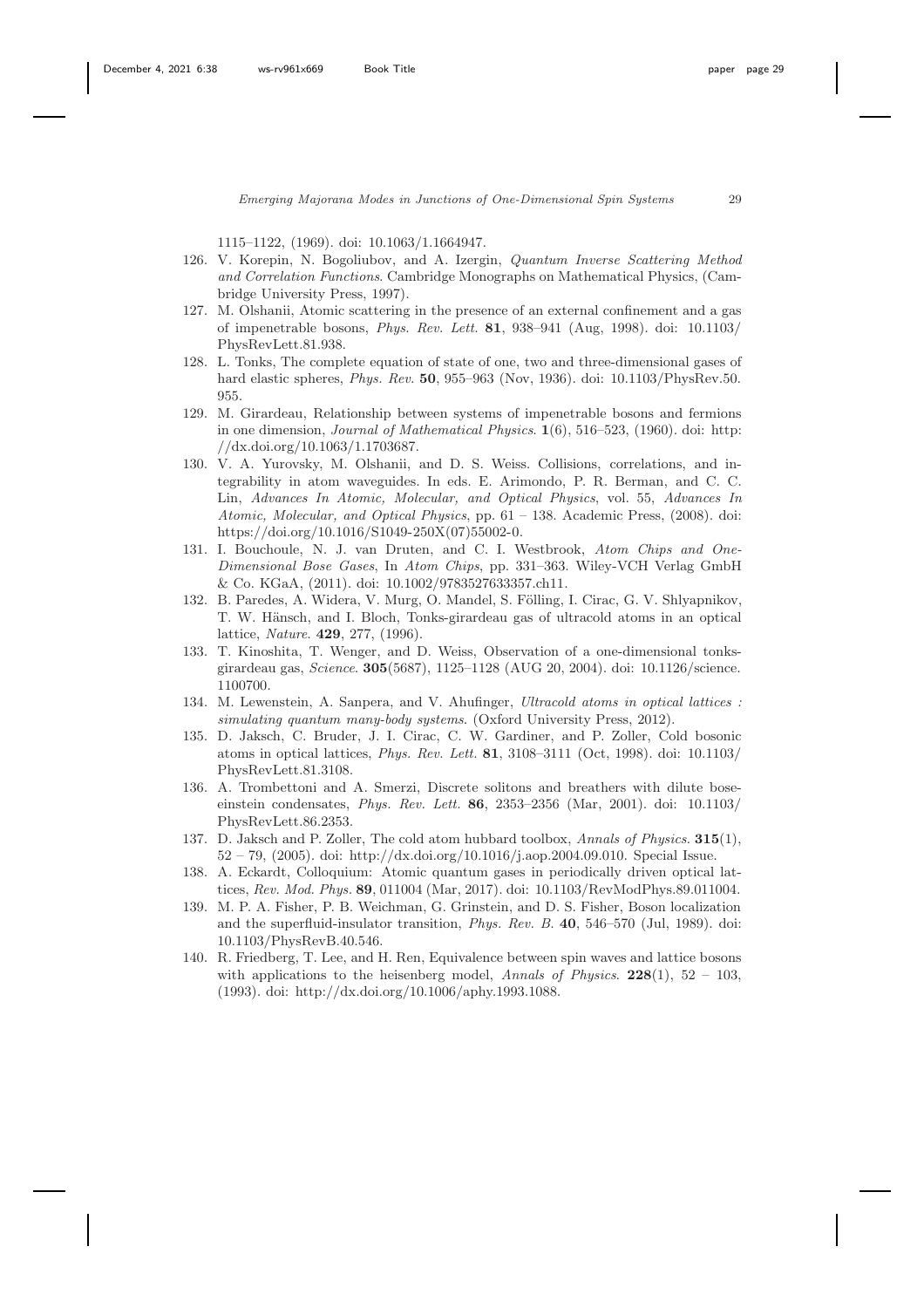1115–1122, (1969). doi: 10.1063/1.1664947.

126. V. Korepin, N. Bogoliubov, and A. Izergin, *Quantum Inverse Scattering Method and Correlation Functions*. Cambridge Monographs on Mathematical Physics, (Cambridge University Press, 1997).
127. M. Olshanii, Atomic scattering in the presence of an external confinement and a gas of impenetrable bosons, *Phys. Rev. Lett.* **81**, 938–941 (Aug, 1998). doi: 10.1103/PhysRevLett.81.938.
128. L. Tonks, The complete equation of state of one, two and three-dimensional gases of hard elastic spheres, *Phys. Rev.* **50**, 955–963 (Nov, 1936). doi: 10.1103/PhysRev.50.955.
129. M. Girardeau, Relationship between systems of impenetrable bosons and fermions in one dimension, *Journal of Mathematical Physics*. **1**(6), 516–523, (1960). doi: http://dx.doi.org/10.1063/1.1703687.
130. V. A. Yurovsky, M. Olshanii, and D. S. Weiss. Collisions, correlations, and integrability in atom waveguides. In eds. E. Arimondo, P. R. Berman, and C. C. Lin, *Advances In Atomic, Molecular, and Optical Physics*, vol. 55, *Advances In Atomic, Molecular, and Optical Physics*, pp. 61 – 138. Academic Press, (2008). doi: https://doi.org/10.1016/S1049-250X(07)55002-0.
131. I. Bouchoule, N. J. van Druten, and C. I. Westbrook, *Atom Chips and One-Dimensional Bose Gases*, In *Atom Chips*, pp. 331–363. Wiley-VCH Verlag GmbH & Co. KGaA, (2011). doi: 10.1002/9783527633357.ch11.
132. B. Paredes, A. Widera, V. Murg, O. Mandel, S. Fölling, I. Cirac, G. V. Shlyapnikov, T. W. Hänsch, and I. Bloch, Tonks-girardeau gas of ultracold atoms in an optical lattice, *Nature*. **429**, 277, (1996).
133. T. Kinoshita, T. Wenger, and D. Weiss, Observation of a one-dimensional tonks-girardeau gas, *Science*. **305**(5687), 1125–1128 (AUG 20, 2004). doi: 10.1126/science.1100700.
134. M. Lewenstein, A. Sanpera, and V. Ahufinger, *Ultracold atoms in optical lattices : simulating quantum many-body systems*. (Oxford University Press, 2012).
135. D. Jaksch, C. Bruder, J. I. Cirac, C. W. Gardiner, and P. Zoller, Cold bosonic atoms in optical lattices, *Phys. Rev. Lett.* **81**, 3108–3111 (Oct, 1998). doi: 10.1103/PhysRevLett.81.3108.
136. A. Trombettoni and A. Smerzi, Discrete solitons and breathers with dilute bose-einstein condensates, *Phys. Rev. Lett.* **86**, 2353–2356 (Mar, 2001). doi: 10.1103/PhysRevLett.86.2353.
137. D. Jaksch and P. Zoller, The cold atom hubbard toolbox, *Annals of Physics*. **315**(1), 52 – 79, (2005). doi: http://dx.doi.org/10.1016/j.aop.2004.09.010. Special Issue.
138. A. Eckardt, Colloquium: Atomic quantum gases in periodically driven optical lattices, *Rev. Mod. Phys.* **89**, 011004 (Mar, 2017). doi: 10.1103/RevModPhys.89.011004.
139. M. P. A. Fisher, P. B. Weichman, G. Grinstein, and D. S. Fisher, Boson localization and the superfluid-insulator transition, *Phys. Rev. B*. **40**, 546–570 (Jul, 1989). doi: 10.1103/PhysRevB.40.546.
140. R. Friedberg, T. Lee, and H. Ren, Equivalence between spin waves and lattice bosons with applications to the heisenberg model, *Annals of Physics*. **228**(1), 52 – 103, (1993). doi: http://dx.doi.org/10.1006/aphy.1993.1088.